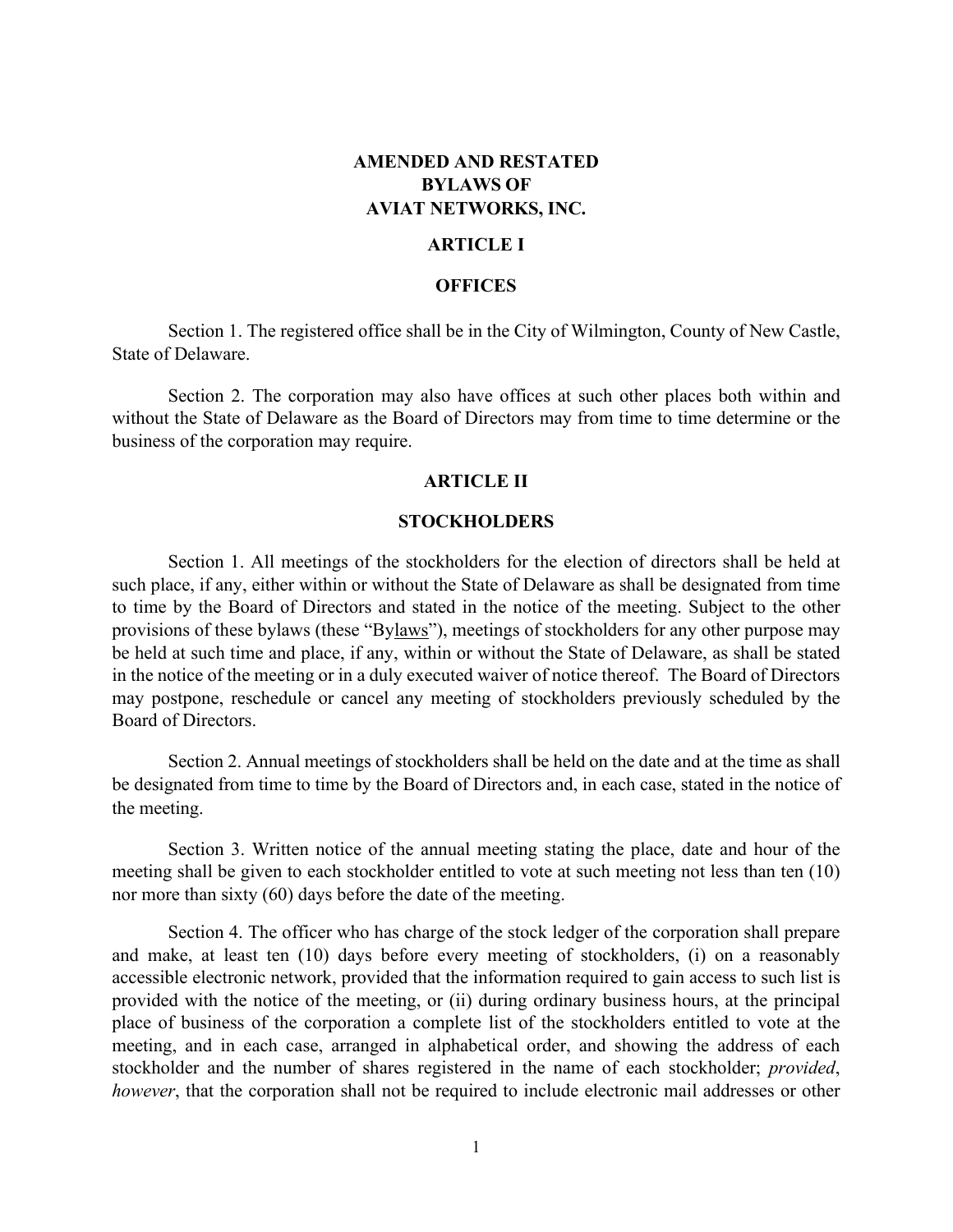# AMENDED AND RESTATED BYLAWS OF AVIAT NETWORKS, INC.

## ARTICLE I

## OFFICES

Section 1. The registered office shall be in the City of Wilmington, County of New Castle, State of Delaware.

Section 2. The corporation may also have offices at such other places both within and without the State of Delaware as the Board of Directors may from time to time determine or the business of the corporation may require.

## ARTICLE II

## STOCKHOLDERS

Section 1. All meetings of the stockholders for the election of directors shall be held at such place, if any, either within or without the State of Delaware as shall be designated from time to time by the Board of Directors and stated in the notice of the meeting. Subject to the other provisions of these bylaws (these "Bylaws"), meetings of stockholders for any other purpose may be held at such time and place, if any, within or without the State of Delaware, as shall be stated in the notice of the meeting or in a duly executed waiver of notice thereof. The Board of Directors may postpone, reschedule or cancel any meeting of stockholders previously scheduled by the Board of Directors.

Section 2. Annual meetings of stockholders shall be held on the date and at the time as shall be designated from time to time by the Board of Directors and, in each case, stated in the notice of the meeting.

Section 3. Written notice of the annual meeting stating the place, date and hour of the meeting shall be given to each stockholder entitled to vote at such meeting not less than ten (10) nor more than sixty (60) days before the date of the meeting.

Section 4. The officer who has charge of the stock ledger of the corporation shall prepare and make, at least ten (10) days before every meeting of stockholders, (i) on a reasonably accessible electronic network, provided that the information required to gain access to such list is provided with the notice of the meeting, or (ii) during ordinary business hours, at the principal place of business of the corporation a complete list of the stockholders entitled to vote at the meeting, and in each case, arranged in alphabetical order, and showing the address of each stockholder and the number of shares registered in the name of each stockholder; *provided*, *however*, that the corporation shall not be required to include electronic mail addresses or other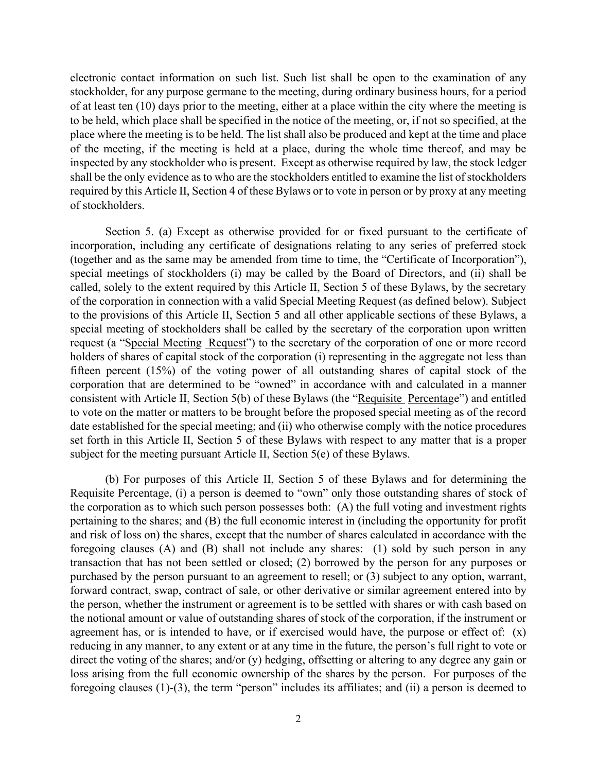electronic contact information on such list. Such list shall be open to the examination of any stockholder, for any purpose germane to the meeting, during ordinary business hours, for a period of at least ten (10) days prior to the meeting, either at a place within the city where the meeting is to be held, which place shall be specified in the notice of the meeting, or, if not so specified, at the place where the meeting is to be held. The list shall also be produced and kept at the time and place of the meeting, if the meeting is held at a place, during the whole time thereof, and may be inspected by any stockholder who is present. Except as otherwise required by law, the stock ledger shall be the only evidence as to who are the stockholders entitled to examine the list of stockholders required by this Article II, Section 4 of these Bylaws or to vote in person or by proxy at any meeting of stockholders.

Section 5. (a) Except as otherwise provided for or fixed pursuant to the certificate of incorporation, including any certificate of designations relating to any series of preferred stock (together and as the same may be amended from time to time, the "Certificate of Incorporation"), special meetings of stockholders (i) may be called by the Board of Directors, and (ii) shall be called, solely to the extent required by this Article II, Section 5 of these Bylaws, by the secretary of the corporation in connection with a valid Special Meeting Request (as defined below). Subject to the provisions of this Article II, Section 5 and all other applicable sections of these Bylaws, a special meeting of stockholders shall be called by the secretary of the corporation upon written request (a "Special Meeting Request") to the secretary of the corporation of one or more record holders of shares of capital stock of the corporation (i) representing in the aggregate not less than fifteen percent (15%) of the voting power of all outstanding shares of capital stock of the corporation that are determined to be "owned" in accordance with and calculated in a manner consistent with Article II, Section 5(b) of these Bylaws (the "Requisite Percentage") and entitled to vote on the matter or matters to be brought before the proposed special meeting as of the record date established for the special meeting; and (ii) who otherwise comply with the notice procedures set forth in this Article II, Section 5 of these Bylaws with respect to any matter that is a proper subject for the meeting pursuant Article II, Section 5(e) of these Bylaws.

(b) For purposes of this Article II, Section 5 of these Bylaws and for determining the Requisite Percentage, (i) a person is deemed to "own" only those outstanding shares of stock of the corporation as to which such person possesses both: (A) the full voting and investment rights pertaining to the shares; and (B) the full economic interest in (including the opportunity for profit and risk of loss on) the shares, except that the number of shares calculated in accordance with the foregoing clauses (A) and (B) shall not include any shares: (1) sold by such person in any transaction that has not been settled or closed; (2) borrowed by the person for any purposes or purchased by the person pursuant to an agreement to resell; or (3) subject to any option, warrant, forward contract, swap, contract of sale, or other derivative or similar agreement entered into by the person, whether the instrument or agreement is to be settled with shares or with cash based on the notional amount or value of outstanding shares of stock of the corporation, if the instrument or agreement has, or is intended to have, or if exercised would have, the purpose or effect of: (x) reducing in any manner, to any extent or at any time in the future, the person's full right to vote or direct the voting of the shares; and/or (y) hedging, offsetting or altering to any degree any gain or loss arising from the full economic ownership of the shares by the person. For purposes of the foregoing clauses (1)-(3), the term "person" includes its affiliates; and (ii) a person is deemed to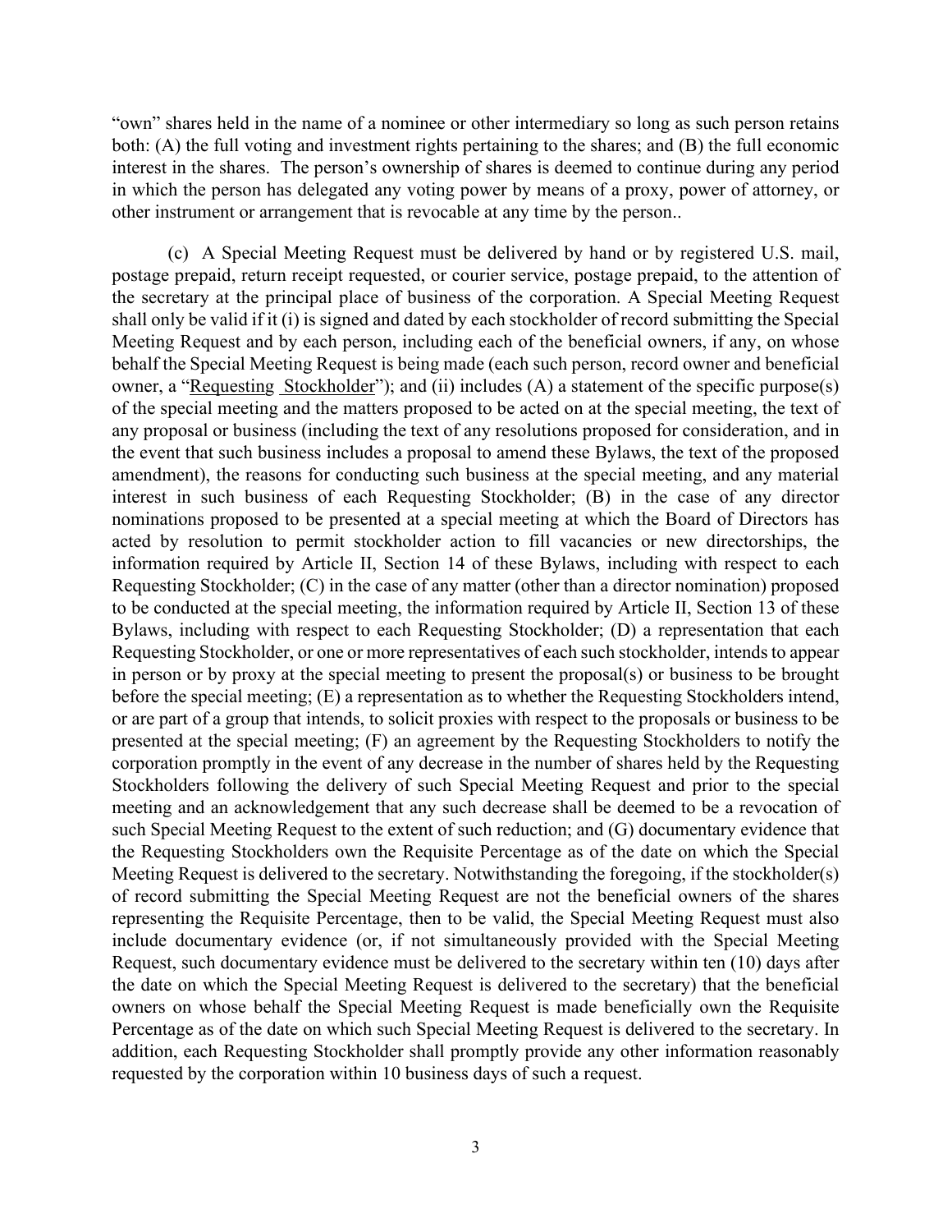"own" shares held in the name of a nominee or other intermediary so long as such person retains both: (A) the full voting and investment rights pertaining to the shares; and (B) the full economic interest in the shares. The person's ownership of shares is deemed to continue during any period in which the person has delegated any voting power by means of a proxy, power of attorney, or other instrument or arrangement that is revocable at any time by the person..

(c) A Special Meeting Request must be delivered by hand or by registered U.S. mail, postage prepaid, return receipt requested, or courier service, postage prepaid, to the attention of the secretary at the principal place of business of the corporation. A Special Meeting Request shall only be valid if it (i) is signed and dated by each stockholder of record submitting the Special Meeting Request and by each person, including each of the beneficial owners, if any, on whose behalf the Special Meeting Request is being made (each such person, record owner and beneficial owner, a "Requesting Stockholder"); and (ii) includes (A) a statement of the specific purpose(s) of the special meeting and the matters proposed to be acted on at the special meeting, the text of any proposal or business (including the text of any resolutions proposed for consideration, and in the event that such business includes a proposal to amend these Bylaws, the text of the proposed amendment), the reasons for conducting such business at the special meeting, and any material interest in such business of each Requesting Stockholder; (B) in the case of any director nominations proposed to be presented at a special meeting at which the Board of Directors has acted by resolution to permit stockholder action to fill vacancies or new directorships, the information required by Article II, Section 14 of these Bylaws, including with respect to each Requesting Stockholder; (C) in the case of any matter (other than a director nomination) proposed to be conducted at the special meeting, the information required by Article II, Section 13 of these Bylaws, including with respect to each Requesting Stockholder; (D) a representation that each Requesting Stockholder, or one or more representatives of each such stockholder, intends to appear in person or by proxy at the special meeting to present the proposal(s) or business to be brought before the special meeting; (E) a representation as to whether the Requesting Stockholders intend, or are part of a group that intends, to solicit proxies with respect to the proposals or business to be presented at the special meeting; (F) an agreement by the Requesting Stockholders to notify the corporation promptly in the event of any decrease in the number of shares held by the Requesting Stockholders following the delivery of such Special Meeting Request and prior to the special meeting and an acknowledgement that any such decrease shall be deemed to be a revocation of such Special Meeting Request to the extent of such reduction; and (G) documentary evidence that the Requesting Stockholders own the Requisite Percentage as of the date on which the Special Meeting Request is delivered to the secretary. Notwithstanding the foregoing, if the stockholder(s) of record submitting the Special Meeting Request are not the beneficial owners of the shares representing the Requisite Percentage, then to be valid, the Special Meeting Request must also include documentary evidence (or, if not simultaneously provided with the Special Meeting Request, such documentary evidence must be delivered to the secretary within ten (10) days after the date on which the Special Meeting Request is delivered to the secretary) that the beneficial owners on whose behalf the Special Meeting Request is made beneficially own the Requisite Percentage as of the date on which such Special Meeting Request is delivered to the secretary. In addition, each Requesting Stockholder shall promptly provide any other information reasonably requested by the corporation within 10 business days of such a request.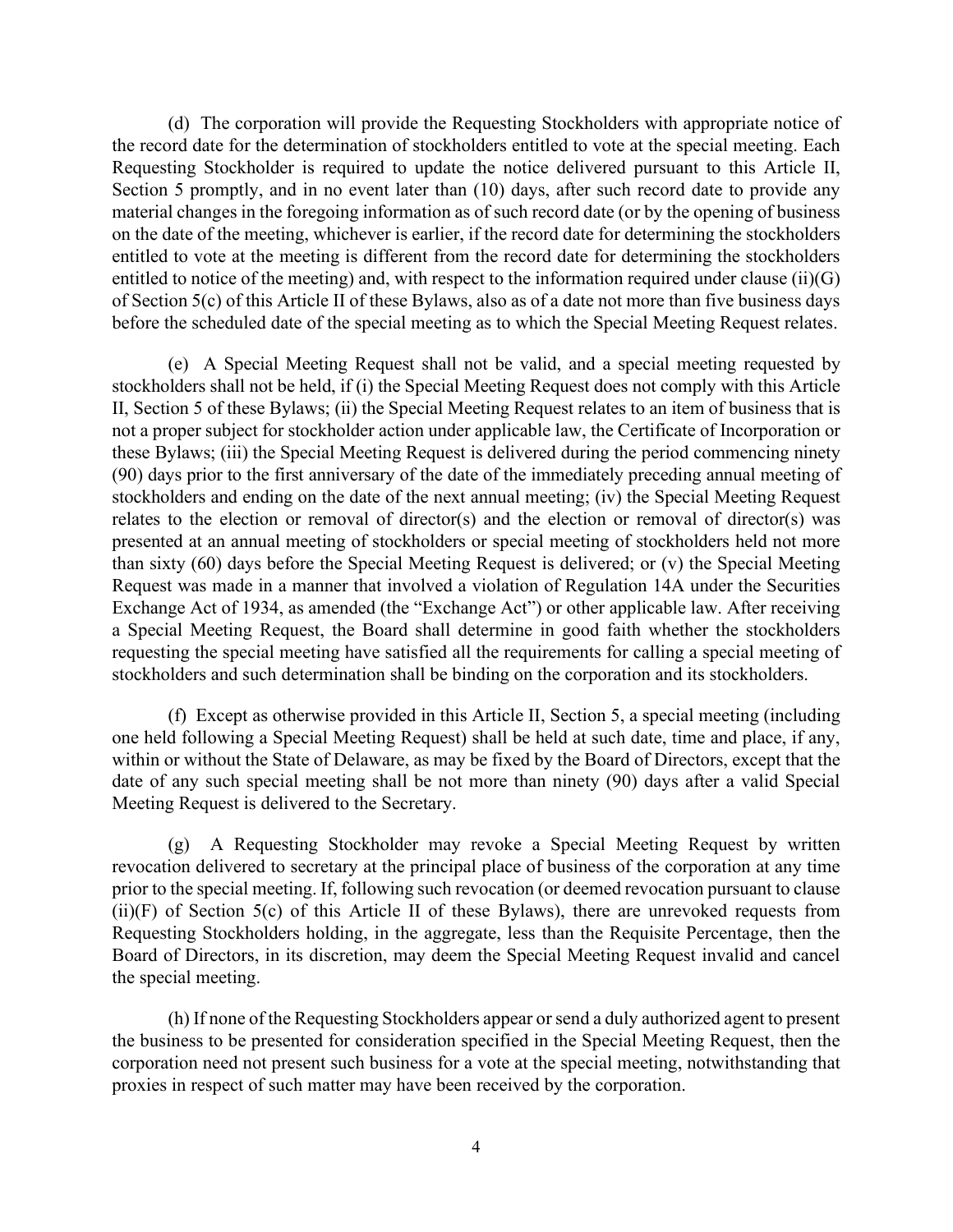(d) The corporation will provide the Requesting Stockholders with appropriate notice of the record date for the determination of stockholders entitled to vote at the special meeting. Each Requesting Stockholder is required to update the notice delivered pursuant to this Article II, Section 5 promptly, and in no event later than (10) days, after such record date to provide any material changes in the foregoing information as of such record date (or by the opening of business on the date of the meeting, whichever is earlier, if the record date for determining the stockholders entitled to vote at the meeting is different from the record date for determining the stockholders entitled to notice of the meeting) and, with respect to the information required under clause (ii)(G) of Section 5(c) of this Article II of these Bylaws, also as of a date not more than five business days before the scheduled date of the special meeting as to which the Special Meeting Request relates.

(e) A Special Meeting Request shall not be valid, and a special meeting requested by stockholders shall not be held, if (i) the Special Meeting Request does not comply with this Article II, Section 5 of these Bylaws; (ii) the Special Meeting Request relates to an item of business that is not a proper subject for stockholder action under applicable law, the Certificate of Incorporation or these Bylaws; (iii) the Special Meeting Request is delivered during the period commencing ninety (90) days prior to the first anniversary of the date of the immediately preceding annual meeting of stockholders and ending on the date of the next annual meeting; (iv) the Special Meeting Request relates to the election or removal of director(s) and the election or removal of director(s) was presented at an annual meeting of stockholders or special meeting of stockholders held not more than sixty (60) days before the Special Meeting Request is delivered; or (v) the Special Meeting Request was made in a manner that involved a violation of Regulation 14A under the Securities Exchange Act of 1934, as amended (the "Exchange Act") or other applicable law. After receiving a Special Meeting Request, the Board shall determine in good faith whether the stockholders requesting the special meeting have satisfied all the requirements for calling a special meeting of stockholders and such determination shall be binding on the corporation and its stockholders.

(f) Except as otherwise provided in this Article II, Section 5, a special meeting (including one held following a Special Meeting Request) shall be held at such date, time and place, if any, within or without the State of Delaware, as may be fixed by the Board of Directors, except that the date of any such special meeting shall be not more than ninety (90) days after a valid Special Meeting Request is delivered to the Secretary.

(g) A Requesting Stockholder may revoke a Special Meeting Request by written revocation delivered to secretary at the principal place of business of the corporation at any time prior to the special meeting. If, following such revocation (or deemed revocation pursuant to clause (ii)(F) of Section 5(c) of this Article II of these Bylaws), there are unrevoked requests from Requesting Stockholders holding, in the aggregate, less than the Requisite Percentage, then the Board of Directors, in its discretion, may deem the Special Meeting Request invalid and cancel the special meeting.

(h) If none of the Requesting Stockholders appear or send a duly authorized agent to present the business to be presented for consideration specified in the Special Meeting Request, then the corporation need not present such business for a vote at the special meeting, notwithstanding that proxies in respect of such matter may have been received by the corporation.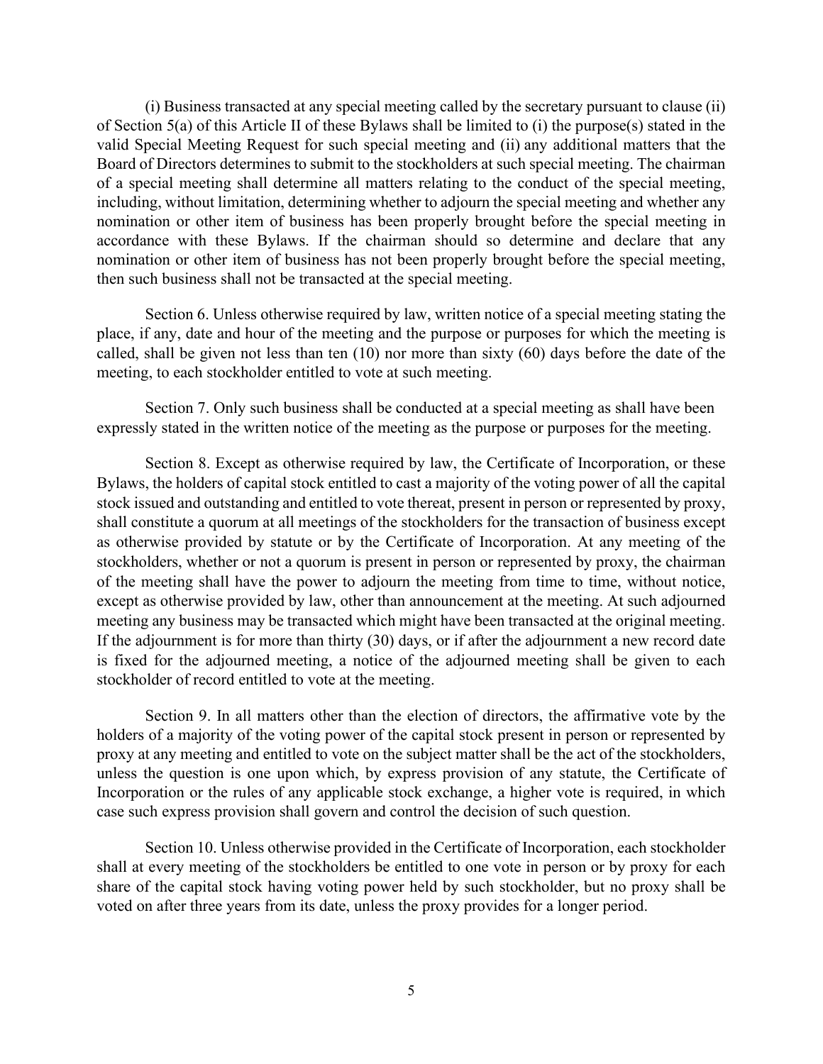(i) Business transacted at any special meeting called by the secretary pursuant to clause (ii) of Section 5(a) of this Article II of these Bylaws shall be limited to (i) the purpose(s) stated in the valid Special Meeting Request for such special meeting and (ii) any additional matters that the Board of Directors determines to submit to the stockholders at such special meeting. The chairman of a special meeting shall determine all matters relating to the conduct of the special meeting, including, without limitation, determining whether to adjourn the special meeting and whether any nomination or other item of business has been properly brought before the special meeting in accordance with these Bylaws. If the chairman should so determine and declare that any nomination or other item of business has not been properly brought before the special meeting, then such business shall not be transacted at the special meeting.

Section 6. Unless otherwise required by law, written notice of a special meeting stating the place, if any, date and hour of the meeting and the purpose or purposes for which the meeting is called, shall be given not less than ten (10) nor more than sixty (60) days before the date of the meeting, to each stockholder entitled to vote at such meeting.

Section 7. Only such business shall be conducted at a special meeting as shall have been expressly stated in the written notice of the meeting as the purpose or purposes for the meeting.

Section 8. Except as otherwise required by law, the Certificate of Incorporation, or these Bylaws, the holders of capital stock entitled to cast a majority of the voting power of all the capital stock issued and outstanding and entitled to vote thereat, present in person or represented by proxy, shall constitute a quorum at all meetings of the stockholders for the transaction of business except as otherwise provided by statute or by the Certificate of Incorporation. At any meeting of the stockholders, whether or not a quorum is present in person or represented by proxy, the chairman of the meeting shall have the power to adjourn the meeting from time to time, without notice, except as otherwise provided by law, other than announcement at the meeting. At such adjourned meeting any business may be transacted which might have been transacted at the original meeting. If the adjournment is for more than thirty (30) days, or if after the adjournment a new record date is fixed for the adjourned meeting, a notice of the adjourned meeting shall be given to each stockholder of record entitled to vote at the meeting.

Section 9. In all matters other than the election of directors, the affirmative vote by the holders of a majority of the voting power of the capital stock present in person or represented by proxy at any meeting and entitled to vote on the subject matter shall be the act of the stockholders, unless the question is one upon which, by express provision of any statute, the Certificate of Incorporation or the rules of any applicable stock exchange, a higher vote is required, in which case such express provision shall govern and control the decision of such question.

Section 10. Unless otherwise provided in the Certificate of Incorporation, each stockholder shall at every meeting of the stockholders be entitled to one vote in person or by proxy for each share of the capital stock having voting power held by such stockholder, but no proxy shall be voted on after three years from its date, unless the proxy provides for a longer period.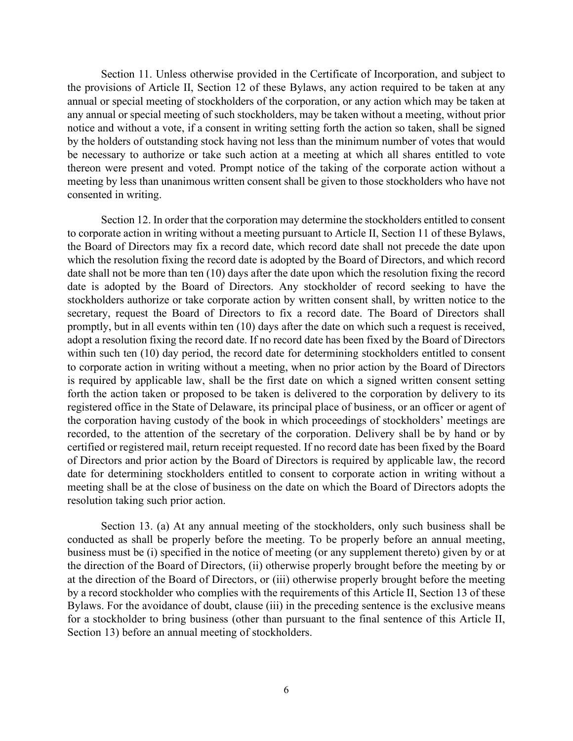Section 11. Unless otherwise provided in the Certificate of Incorporation, and subject to the provisions of Article II, Section 12 of these Bylaws, any action required to be taken at any annual or special meeting of stockholders of the corporation, or any action which may be taken at any annual or special meeting of such stockholders, may be taken without a meeting, without prior notice and without a vote, if a consent in writing setting forth the action so taken, shall be signed by the holders of outstanding stock having not less than the minimum number of votes that would be necessary to authorize or take such action at a meeting at which all shares entitled to vote thereon were present and voted. Prompt notice of the taking of the corporate action without a meeting by less than unanimous written consent shall be given to those stockholders who have not consented in writing.

Section 12. In order that the corporation may determine the stockholders entitled to consent to corporate action in writing without a meeting pursuant to Article II, Section 11 of these Bylaws, the Board of Directors may fix a record date, which record date shall not precede the date upon which the resolution fixing the record date is adopted by the Board of Directors, and which record date shall not be more than ten (10) days after the date upon which the resolution fixing the record date is adopted by the Board of Directors. Any stockholder of record seeking to have the stockholders authorize or take corporate action by written consent shall, by written notice to the secretary, request the Board of Directors to fix a record date. The Board of Directors shall promptly, but in all events within ten (10) days after the date on which such a request is received, adopt a resolution fixing the record date. If no record date has been fixed by the Board of Directors within such ten (10) day period, the record date for determining stockholders entitled to consent to corporate action in writing without a meeting, when no prior action by the Board of Directors is required by applicable law, shall be the first date on which a signed written consent setting forth the action taken or proposed to be taken is delivered to the corporation by delivery to its registered office in the State of Delaware, its principal place of business, or an officer or agent of the corporation having custody of the book in which proceedings of stockholders' meetings are recorded, to the attention of the secretary of the corporation. Delivery shall be by hand or by certified or registered mail, return receipt requested. If no record date has been fixed by the Board of Directors and prior action by the Board of Directors is required by applicable law, the record date for determining stockholders entitled to consent to corporate action in writing without a meeting shall be at the close of business on the date on which the Board of Directors adopts the resolution taking such prior action.

Section 13. (a) At any annual meeting of the stockholders, only such business shall be conducted as shall be properly before the meeting. To be properly before an annual meeting, business must be (i) specified in the notice of meeting (or any supplement thereto) given by or at the direction of the Board of Directors, (ii) otherwise properly brought before the meeting by or at the direction of the Board of Directors, or (iii) otherwise properly brought before the meeting by a record stockholder who complies with the requirements of this Article II, Section 13 of these Bylaws. For the avoidance of doubt, clause (iii) in the preceding sentence is the exclusive means for a stockholder to bring business (other than pursuant to the final sentence of this Article II, Section 13) before an annual meeting of stockholders.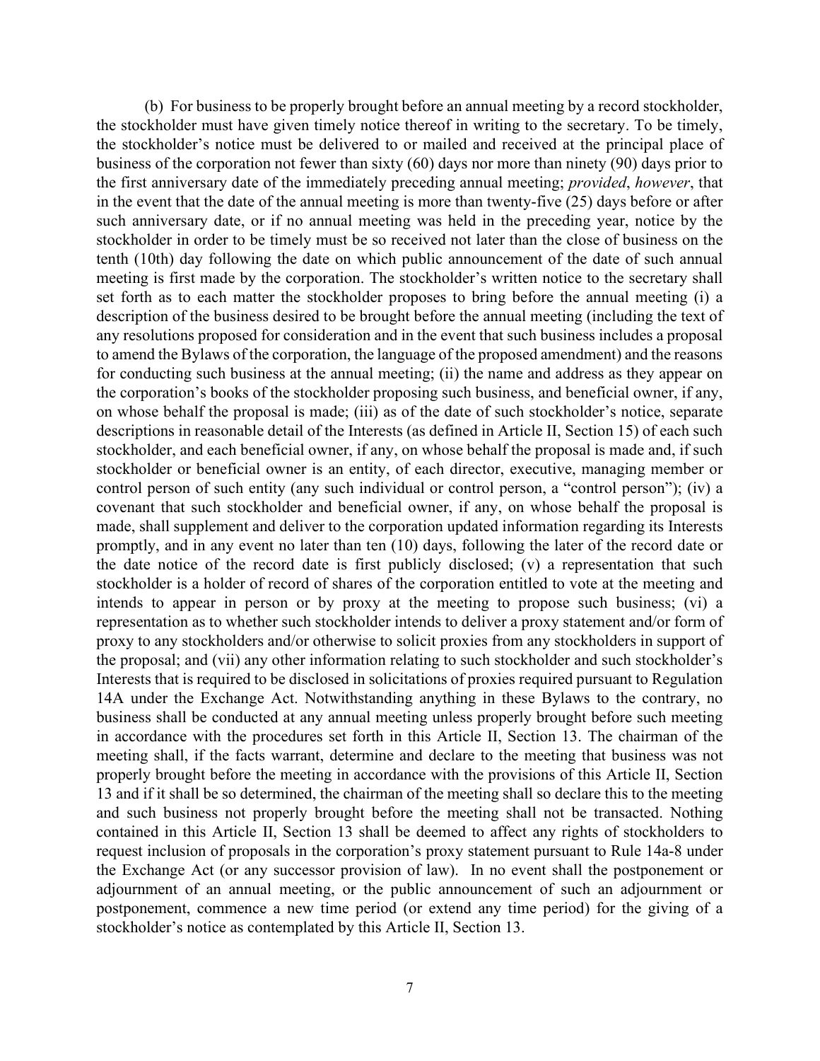(b) For business to be properly brought before an annual meeting by a record stockholder, the stockholder must have given timely notice thereof in writing to the secretary. To be timely, the stockholder's notice must be delivered to or mailed and received at the principal place of business of the corporation not fewer than sixty (60) days nor more than ninety (90) days prior to the first anniversary date of the immediately preceding annual meeting; *provided*, *however*, that in the event that the date of the annual meeting is more than twenty-five (25) days before or after such anniversary date, or if no annual meeting was held in the preceding year, notice by the stockholder in order to be timely must be so received not later than the close of business on the tenth (10th) day following the date on which public announcement of the date of such annual meeting is first made by the corporation. The stockholder's written notice to the secretary shall set forth as to each matter the stockholder proposes to bring before the annual meeting (i) a description of the business desired to be brought before the annual meeting (including the text of any resolutions proposed for consideration and in the event that such business includes a proposal to amend the Bylaws of the corporation, the language of the proposed amendment) and the reasons for conducting such business at the annual meeting; (ii) the name and address as they appear on the corporation's books of the stockholder proposing such business, and beneficial owner, if any, on whose behalf the proposal is made; (iii) as of the date of such stockholder's notice, separate descriptions in reasonable detail of the Interests (as defined in Article II, Section 15) of each such stockholder, and each beneficial owner, if any, on whose behalf the proposal is made and, if such stockholder or beneficial owner is an entity, of each director, executive, managing member or control person of such entity (any such individual or control person, a "control person"); (iv) a covenant that such stockholder and beneficial owner, if any, on whose behalf the proposal is made, shall supplement and deliver to the corporation updated information regarding its Interests promptly, and in any event no later than ten (10) days, following the later of the record date or the date notice of the record date is first publicly disclosed; (v) a representation that such stockholder is a holder of record of shares of the corporation entitled to vote at the meeting and intends to appear in person or by proxy at the meeting to propose such business; (vi) a representation as to whether such stockholder intends to deliver a proxy statement and/or form of proxy to any stockholders and/or otherwise to solicit proxies from any stockholders in support of the proposal; and (vii) any other information relating to such stockholder and such stockholder's Interests that is required to be disclosed in solicitations of proxies required pursuant to Regulation 14A under the Exchange Act. Notwithstanding anything in these Bylaws to the contrary, no business shall be conducted at any annual meeting unless properly brought before such meeting in accordance with the procedures set forth in this Article II, Section 13. The chairman of the meeting shall, if the facts warrant, determine and declare to the meeting that business was not properly brought before the meeting in accordance with the provisions of this Article II, Section 13 and if it shall be so determined, the chairman of the meeting shall so declare this to the meeting and such business not properly brought before the meeting shall not be transacted. Nothing contained in this Article II, Section 13 shall be deemed to affect any rights of stockholders to request inclusion of proposals in the corporation's proxy statement pursuant to Rule 14a-8 under the Exchange Act (or any successor provision of law). In no event shall the postponement or adjournment of an annual meeting, or the public announcement of such an adjournment or postponement, commence a new time period (or extend any time period) for the giving of a stockholder's notice as contemplated by this Article II, Section 13.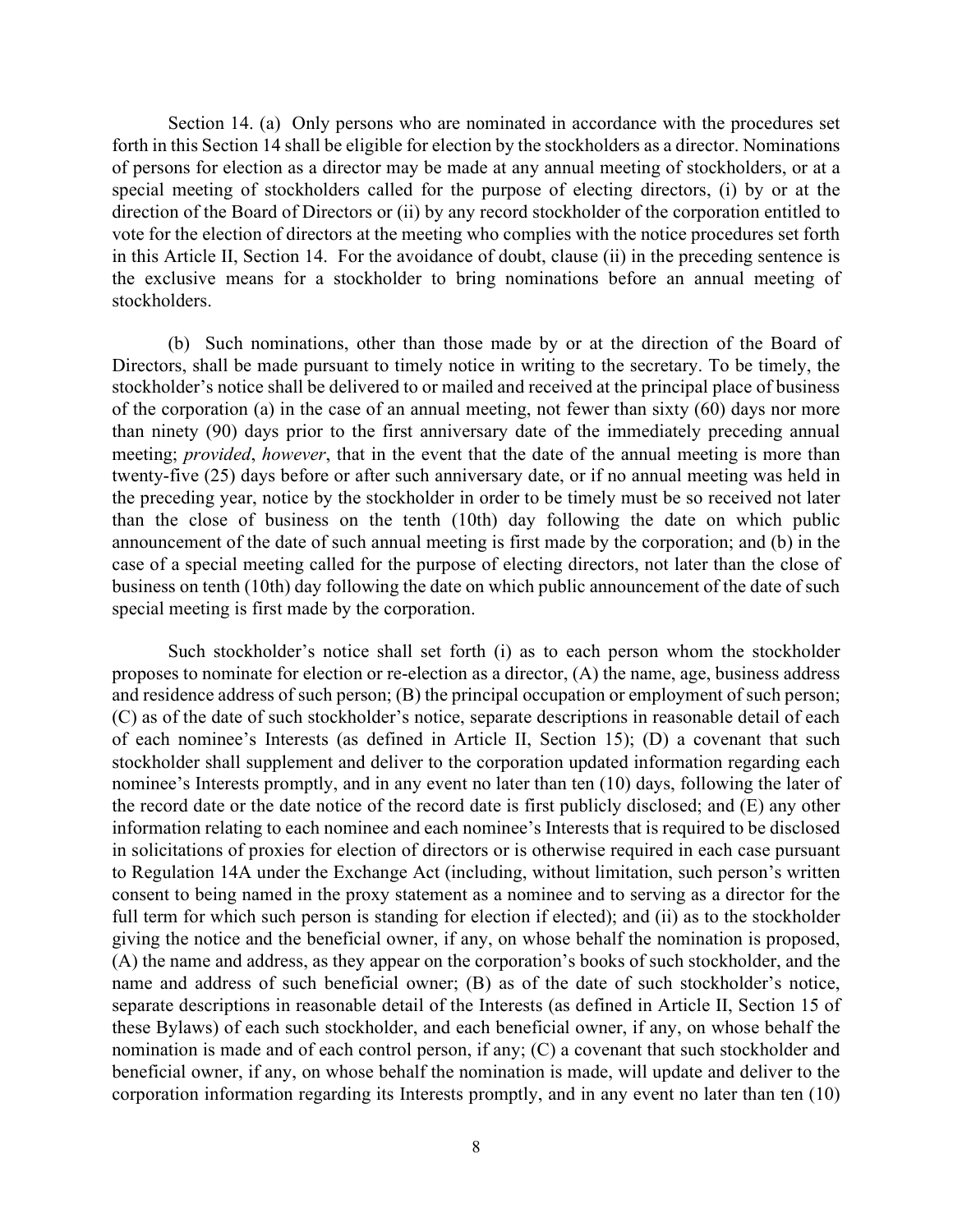Section 14. (a) Only persons who are nominated in accordance with the procedures set forth in this Section 14 shall be eligible for election by the stockholders as a director. Nominations of persons for election as a director may be made at any annual meeting of stockholders, or at a special meeting of stockholders called for the purpose of electing directors, (i) by or at the direction of the Board of Directors or (ii) by any record stockholder of the corporation entitled to vote for the election of directors at the meeting who complies with the notice procedures set forth in this Article II, Section 14. For the avoidance of doubt, clause (ii) in the preceding sentence is the exclusive means for a stockholder to bring nominations before an annual meeting of stockholders.

(b) Such nominations, other than those made by or at the direction of the Board of Directors, shall be made pursuant to timely notice in writing to the secretary. To be timely, the stockholder's notice shall be delivered to or mailed and received at the principal place of business of the corporation (a) in the case of an annual meeting, not fewer than sixty (60) days nor more than ninety (90) days prior to the first anniversary date of the immediately preceding annual meeting; *provided*, *however*, that in the event that the date of the annual meeting is more than twenty-five (25) days before or after such anniversary date, or if no annual meeting was held in the preceding year, notice by the stockholder in order to be timely must be so received not later than the close of business on the tenth (10th) day following the date on which public announcement of the date of such annual meeting is first made by the corporation; and (b) in the case of a special meeting called for the purpose of electing directors, not later than the close of business on tenth (10th) day following the date on which public announcement of the date of such special meeting is first made by the corporation.

Such stockholder's notice shall set forth (i) as to each person whom the stockholder proposes to nominate for election or re-election as a director, (A) the name, age, business address and residence address of such person; (B) the principal occupation or employment of such person; (C) as of the date of such stockholder's notice, separate descriptions in reasonable detail of each of each nominee's Interests (as defined in Article II, Section 15); (D) a covenant that such stockholder shall supplement and deliver to the corporation updated information regarding each nominee's Interests promptly, and in any event no later than ten (10) days, following the later of the record date or the date notice of the record date is first publicly disclosed; and (E) any other information relating to each nominee and each nominee's Interests that is required to be disclosed in solicitations of proxies for election of directors or is otherwise required in each case pursuant to Regulation 14A under the Exchange Act (including, without limitation, such person's written consent to being named in the proxy statement as a nominee and to serving as a director for the full term for which such person is standing for election if elected); and (ii) as to the stockholder giving the notice and the beneficial owner, if any, on whose behalf the nomination is proposed, (A) the name and address, as they appear on the corporation's books of such stockholder, and the name and address of such beneficial owner; (B) as of the date of such stockholder's notice, separate descriptions in reasonable detail of the Interests (as defined in Article II, Section 15 of these Bylaws) of each such stockholder, and each beneficial owner, if any, on whose behalf the nomination is made and of each control person, if any; (C) a covenant that such stockholder and beneficial owner, if any, on whose behalf the nomination is made, will update and deliver to the corporation information regarding its Interests promptly, and in any event no later than ten (10)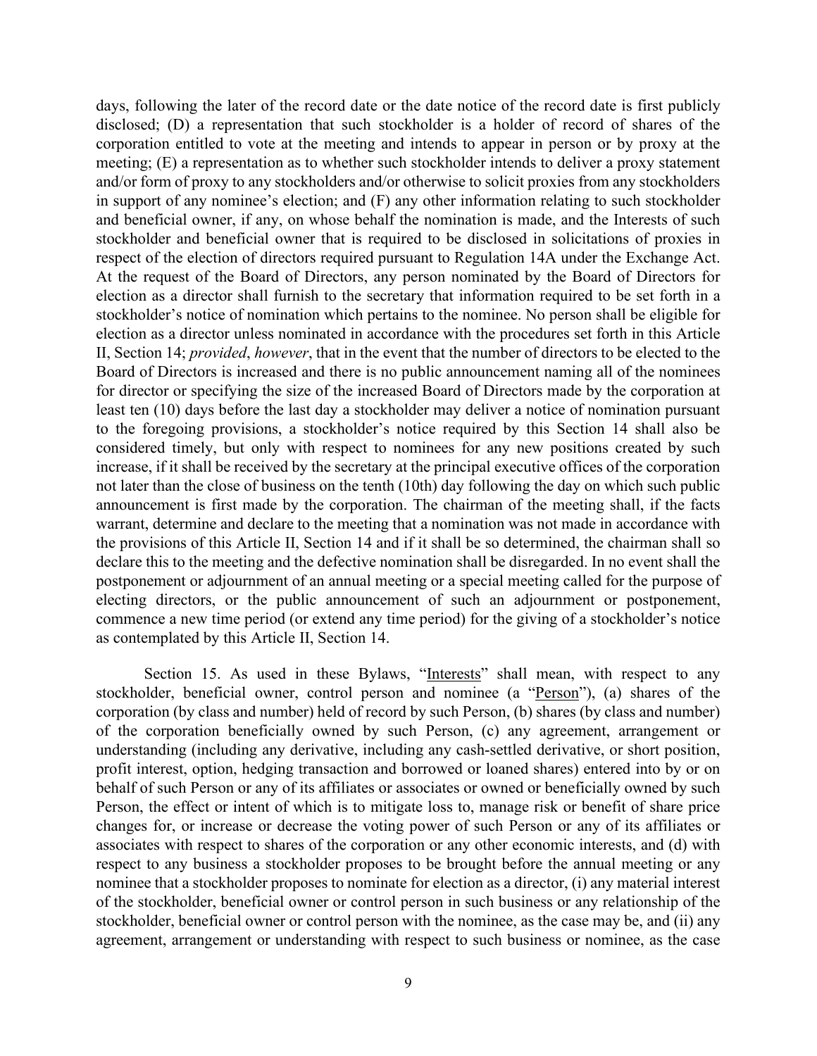days, following the later of the record date or the date notice of the record date is first publicly disclosed; (D) a representation that such stockholder is a holder of record of shares of the corporation entitled to vote at the meeting and intends to appear in person or by proxy at the meeting; (E) a representation as to whether such stockholder intends to deliver a proxy statement and/or form of proxy to any stockholders and/or otherwise to solicit proxies from any stockholders in support of any nominee's election; and (F) any other information relating to such stockholder and beneficial owner, if any, on whose behalf the nomination is made, and the Interests of such stockholder and beneficial owner that is required to be disclosed in solicitations of proxies in respect of the election of directors required pursuant to Regulation 14A under the Exchange Act. At the request of the Board of Directors, any person nominated by the Board of Directors for election as a director shall furnish to the secretary that information required to be set forth in a stockholder's notice of nomination which pertains to the nominee. No person shall be eligible for election as a director unless nominated in accordance with the procedures set forth in this Article II, Section 14; *provided*, *however*, that in the event that the number of directors to be elected to the Board of Directors is increased and there is no public announcement naming all of the nominees for director or specifying the size of the increased Board of Directors made by the corporation at least ten (10) days before the last day a stockholder may deliver a notice of nomination pursuant to the foregoing provisions, a stockholder's notice required by this Section 14 shall also be considered timely, but only with respect to nominees for any new positions created by such increase, if it shall be received by the secretary at the principal executive offices of the corporation not later than the close of business on the tenth (10th) day following the day on which such public announcement is first made by the corporation. The chairman of the meeting shall, if the facts warrant, determine and declare to the meeting that a nomination was not made in accordance with the provisions of this Article II, Section 14 and if it shall be so determined, the chairman shall so declare this to the meeting and the defective nomination shall be disregarded. In no event shall the postponement or adjournment of an annual meeting or a special meeting called for the purpose of electing directors, or the public announcement of such an adjournment or postponement, commence a new time period (or extend any time period) for the giving of a stockholder's notice as contemplated by this Article II, Section 14.

Section 15. As used in these Bylaws, "Interests" shall mean, with respect to any stockholder, beneficial owner, control person and nominee (a "Person"), (a) shares of the corporation (by class and number) held of record by such Person, (b) shares (by class and number) of the corporation beneficially owned by such Person, (c) any agreement, arrangement or understanding (including any derivative, including any cash-settled derivative, or short position, profit interest, option, hedging transaction and borrowed or loaned shares) entered into by or on behalf of such Person or any of its affiliates or associates or owned or beneficially owned by such Person, the effect or intent of which is to mitigate loss to, manage risk or benefit of share price changes for, or increase or decrease the voting power of such Person or any of its affiliates or associates with respect to shares of the corporation or any other economic interests, and (d) with respect to any business a stockholder proposes to be brought before the annual meeting or any nominee that a stockholder proposes to nominate for election as a director, (i) any material interest of the stockholder, beneficial owner or control person in such business or any relationship of the stockholder, beneficial owner or control person with the nominee, as the case may be, and (ii) any agreement, arrangement or understanding with respect to such business or nominee, as the case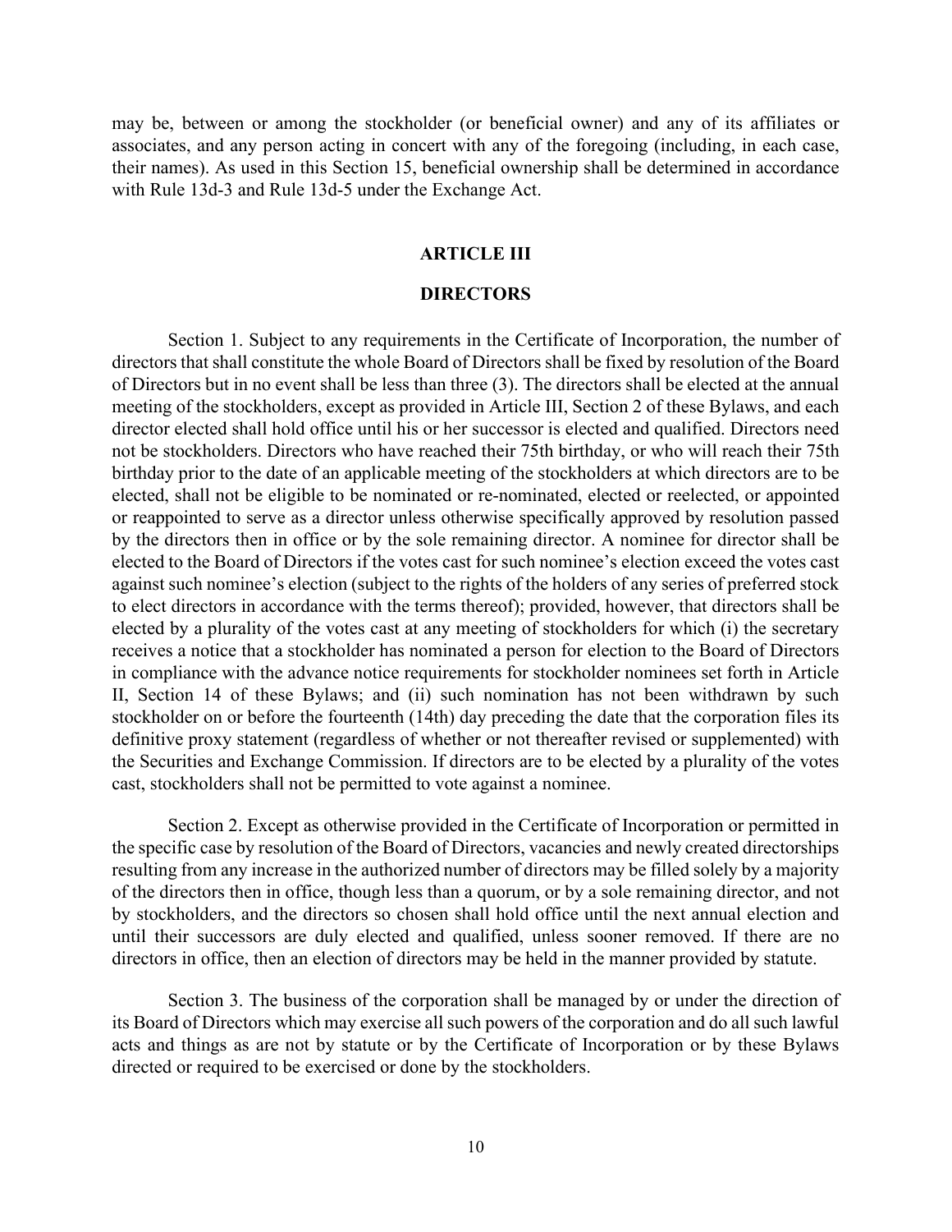may be, between or among the stockholder (or beneficial owner) and any of its affiliates or associates, and any person acting in concert with any of the foregoing (including, in each case, their names). As used in this Section 15, beneficial ownership shall be determined in accordance with Rule 13d-3 and Rule 13d-5 under the Exchange Act.

## ARTICLE III

## DIRECTORS

Section 1. Subject to any requirements in the Certificate of Incorporation, the number of directors that shall constitute the whole Board of Directors shall be fixed by resolution of the Board of Directors but in no event shall be less than three (3). The directors shall be elected at the annual meeting of the stockholders, except as provided in Article III, Section 2 of these Bylaws, and each director elected shall hold office until his or her successor is elected and qualified. Directors need not be stockholders. Directors who have reached their 75th birthday, or who will reach their 75th birthday prior to the date of an applicable meeting of the stockholders at which directors are to be elected, shall not be eligible to be nominated or re-nominated, elected or reelected, or appointed or reappointed to serve as a director unless otherwise specifically approved by resolution passed by the directors then in office or by the sole remaining director. A nominee for director shall be elected to the Board of Directors if the votes cast for such nominee's election exceed the votes cast against such nominee's election (subject to the rights of the holders of any series of preferred stock to elect directors in accordance with the terms thereof); provided, however, that directors shall be elected by a plurality of the votes cast at any meeting of stockholders for which (i) the secretary receives a notice that a stockholder has nominated a person for election to the Board of Directors in compliance with the advance notice requirements for stockholder nominees set forth in Article II, Section 14 of these Bylaws; and (ii) such nomination has not been withdrawn by such stockholder on or before the fourteenth (14th) day preceding the date that the corporation files its definitive proxy statement (regardless of whether or not thereafter revised or supplemented) with the Securities and Exchange Commission. If directors are to be elected by a plurality of the votes cast, stockholders shall not be permitted to vote against a nominee.

Section 2. Except as otherwise provided in the Certificate of Incorporation or permitted in the specific case by resolution of the Board of Directors, vacancies and newly created directorships resulting from any increase in the authorized number of directors may be filled solely by a majority of the directors then in office, though less than a quorum, or by a sole remaining director, and not by stockholders, and the directors so chosen shall hold office until the next annual election and until their successors are duly elected and qualified, unless sooner removed. If there are no directors in office, then an election of directors may be held in the manner provided by statute.

Section 3. The business of the corporation shall be managed by or under the direction of its Board of Directors which may exercise all such powers of the corporation and do all such lawful acts and things as are not by statute or by the Certificate of Incorporation or by these Bylaws directed or required to be exercised or done by the stockholders.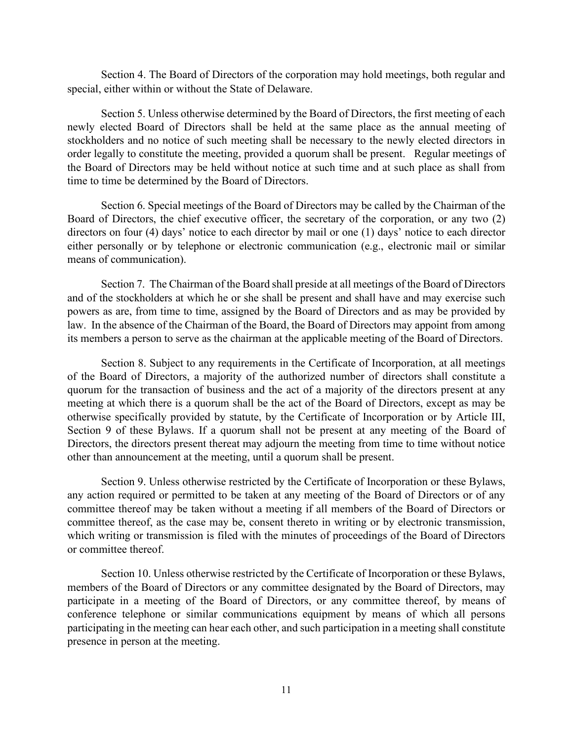Section 4. The Board of Directors of the corporation may hold meetings, both regular and special, either within or without the State of Delaware.

Section 5. Unless otherwise determined by the Board of Directors, the first meeting of each newly elected Board of Directors shall be held at the same place as the annual meeting of stockholders and no notice of such meeting shall be necessary to the newly elected directors in order legally to constitute the meeting, provided a quorum shall be present. Regular meetings of the Board of Directors may be held without notice at such time and at such place as shall from time to time be determined by the Board of Directors.

Section 6. Special meetings of the Board of Directors may be called by the Chairman of the Board of Directors, the chief executive officer, the secretary of the corporation, or any two (2) directors on four (4) days' notice to each director by mail or one (1) days' notice to each director either personally or by telephone or electronic communication (e.g., electronic mail or similar means of communication).

Section 7. The Chairman of the Board shall preside at all meetings of the Board of Directors and of the stockholders at which he or she shall be present and shall have and may exercise such powers as are, from time to time, assigned by the Board of Directors and as may be provided by law. In the absence of the Chairman of the Board, the Board of Directors may appoint from among its members a person to serve as the chairman at the applicable meeting of the Board of Directors.

Section 8. Subject to any requirements in the Certificate of Incorporation, at all meetings of the Board of Directors, a majority of the authorized number of directors shall constitute a quorum for the transaction of business and the act of a majority of the directors present at any meeting at which there is a quorum shall be the act of the Board of Directors, except as may be otherwise specifically provided by statute, by the Certificate of Incorporation or by Article III, Section 9 of these Bylaws. If a quorum shall not be present at any meeting of the Board of Directors, the directors present thereat may adjourn the meeting from time to time without notice other than announcement at the meeting, until a quorum shall be present.

Section 9. Unless otherwise restricted by the Certificate of Incorporation or these Bylaws, any action required or permitted to be taken at any meeting of the Board of Directors or of any committee thereof may be taken without a meeting if all members of the Board of Directors or committee thereof, as the case may be, consent thereto in writing or by electronic transmission, which writing or transmission is filed with the minutes of proceedings of the Board of Directors or committee thereof.

Section 10. Unless otherwise restricted by the Certificate of Incorporation or these Bylaws, members of the Board of Directors or any committee designated by the Board of Directors, may participate in a meeting of the Board of Directors, or any committee thereof, by means of conference telephone or similar communications equipment by means of which all persons participating in the meeting can hear each other, and such participation in a meeting shall constitute presence in person at the meeting.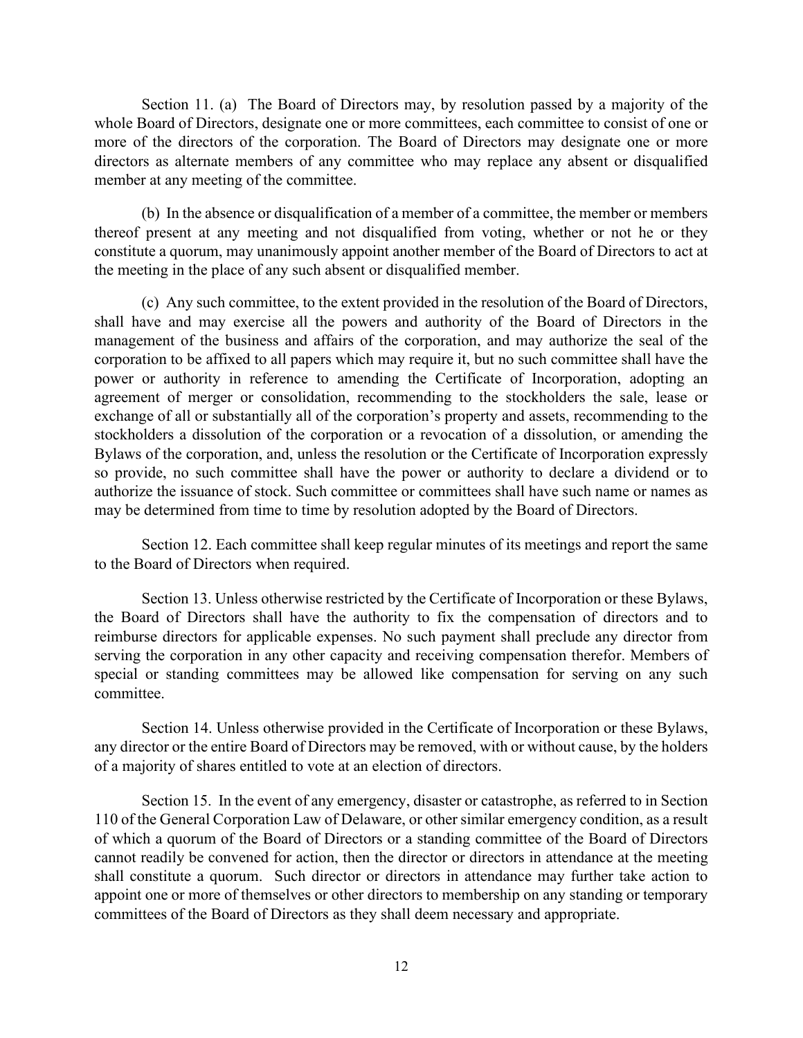Section 11. (a) The Board of Directors may, by resolution passed by a majority of the whole Board of Directors, designate one or more committees, each committee to consist of one or more of the directors of the corporation. The Board of Directors may designate one or more directors as alternate members of any committee who may replace any absent or disqualified member at any meeting of the committee.

(b) In the absence or disqualification of a member of a committee, the member or members thereof present at any meeting and not disqualified from voting, whether or not he or they constitute a quorum, may unanimously appoint another member of the Board of Directors to act at the meeting in the place of any such absent or disqualified member.

(c) Any such committee, to the extent provided in the resolution of the Board of Directors, shall have and may exercise all the powers and authority of the Board of Directors in the management of the business and affairs of the corporation, and may authorize the seal of the corporation to be affixed to all papers which may require it, but no such committee shall have the power or authority in reference to amending the Certificate of Incorporation, adopting an agreement of merger or consolidation, recommending to the stockholders the sale, lease or exchange of all or substantially all of the corporation's property and assets, recommending to the stockholders a dissolution of the corporation or a revocation of a dissolution, or amending the Bylaws of the corporation, and, unless the resolution or the Certificate of Incorporation expressly so provide, no such committee shall have the power or authority to declare a dividend or to authorize the issuance of stock. Such committee or committees shall have such name or names as may be determined from time to time by resolution adopted by the Board of Directors.

Section 12. Each committee shall keep regular minutes of its meetings and report the same to the Board of Directors when required.

Section 13. Unless otherwise restricted by the Certificate of Incorporation or these Bylaws, the Board of Directors shall have the authority to fix the compensation of directors and to reimburse directors for applicable expenses. No such payment shall preclude any director from serving the corporation in any other capacity and receiving compensation therefor. Members of special or standing committees may be allowed like compensation for serving on any such committee.

Section 14. Unless otherwise provided in the Certificate of Incorporation or these Bylaws, any director or the entire Board of Directors may be removed, with or without cause, by the holders of a majority of shares entitled to vote at an election of directors.

Section 15. In the event of any emergency, disaster or catastrophe, as referred to in Section 110 of the General Corporation Law of Delaware, or other similar emergency condition, as a result of which a quorum of the Board of Directors or a standing committee of the Board of Directors cannot readily be convened for action, then the director or directors in attendance at the meeting shall constitute a quorum. Such director or directors in attendance may further take action to appoint one or more of themselves or other directors to membership on any standing or temporary committees of the Board of Directors as they shall deem necessary and appropriate.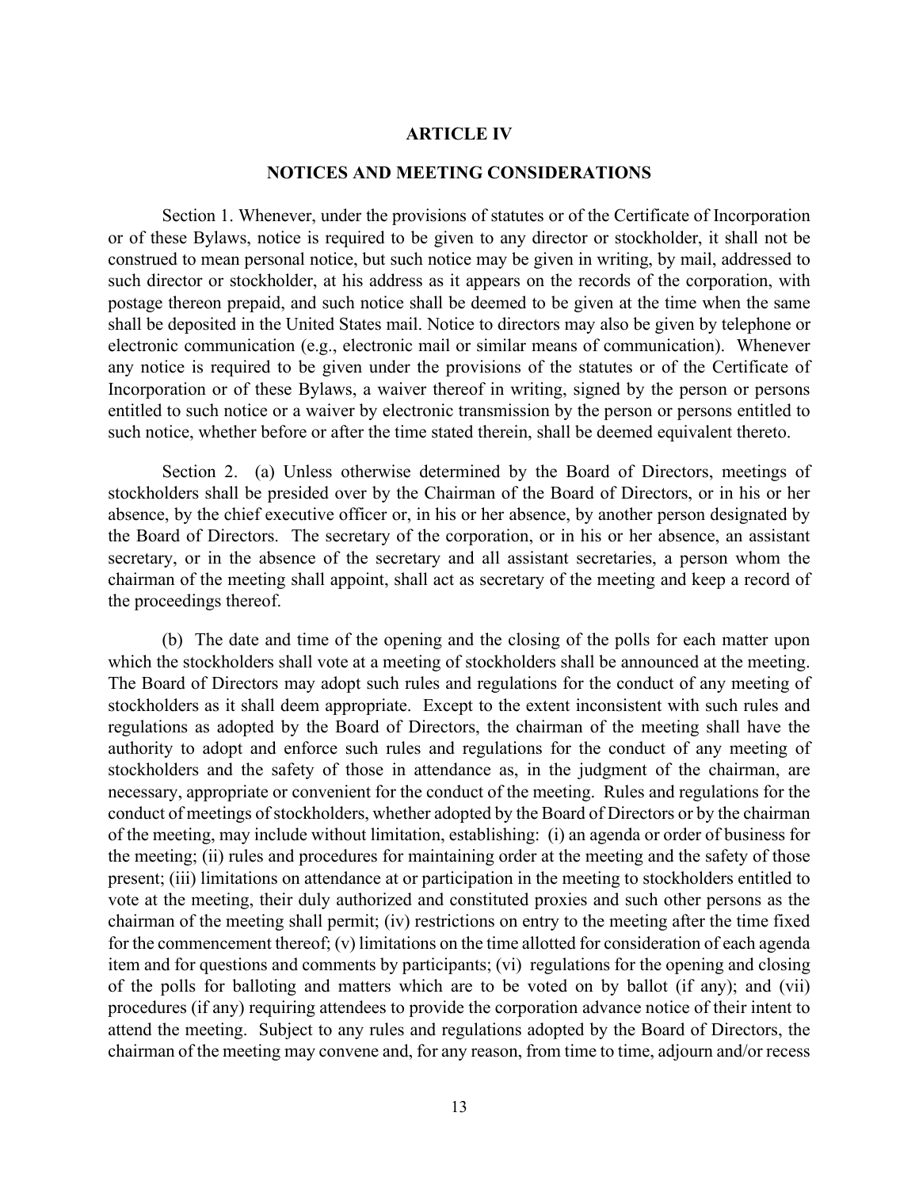# ARTICLE IV

## NOTICES AND MEETING CONSIDERATIONS

Section 1. Whenever, under the provisions of statutes or of the Certificate of Incorporation or of these Bylaws, notice is required to be given to any director or stockholder, it shall not be construed to mean personal notice, but such notice may be given in writing, by mail, addressed to such director or stockholder, at his address as it appears on the records of the corporation, with postage thereon prepaid, and such notice shall be deemed to be given at the time when the same shall be deposited in the United States mail. Notice to directors may also be given by telephone or electronic communication (e.g., electronic mail or similar means of communication). Whenever any notice is required to be given under the provisions of the statutes or of the Certificate of Incorporation or of these Bylaws, a waiver thereof in writing, signed by the person or persons entitled to such notice or a waiver by electronic transmission by the person or persons entitled to such notice, whether before or after the time stated therein, shall be deemed equivalent thereto.

Section 2. (a) Unless otherwise determined by the Board of Directors, meetings of stockholders shall be presided over by the Chairman of the Board of Directors, or in his or her absence, by the chief executive officer or, in his or her absence, by another person designated by the Board of Directors. The secretary of the corporation, or in his or her absence, an assistant secretary, or in the absence of the secretary and all assistant secretaries, a person whom the chairman of the meeting shall appoint, shall act as secretary of the meeting and keep a record of the proceedings thereof.

(b) The date and time of the opening and the closing of the polls for each matter upon which the stockholders shall vote at a meeting of stockholders shall be announced at the meeting. The Board of Directors may adopt such rules and regulations for the conduct of any meeting of stockholders as it shall deem appropriate. Except to the extent inconsistent with such rules and regulations as adopted by the Board of Directors, the chairman of the meeting shall have the authority to adopt and enforce such rules and regulations for the conduct of any meeting of stockholders and the safety of those in attendance as, in the judgment of the chairman, are necessary, appropriate or convenient for the conduct of the meeting. Rules and regulations for the conduct of meetings of stockholders, whether adopted by the Board of Directors or by the chairman of the meeting, may include without limitation, establishing: (i) an agenda or order of business for the meeting; (ii) rules and procedures for maintaining order at the meeting and the safety of those present; (iii) limitations on attendance at or participation in the meeting to stockholders entitled to vote at the meeting, their duly authorized and constituted proxies and such other persons as the chairman of the meeting shall permit; (iv) restrictions on entry to the meeting after the time fixed for the commencement thereof; (v) limitations on the time allotted for consideration of each agenda item and for questions and comments by participants; (vi) regulations for the opening and closing of the polls for balloting and matters which are to be voted on by ballot (if any); and (vii) procedures (if any) requiring attendees to provide the corporation advance notice of their intent to attend the meeting. Subject to any rules and regulations adopted by the Board of Directors, the chairman of the meeting may convene and, for any reason, from time to time, adjourn and/or recess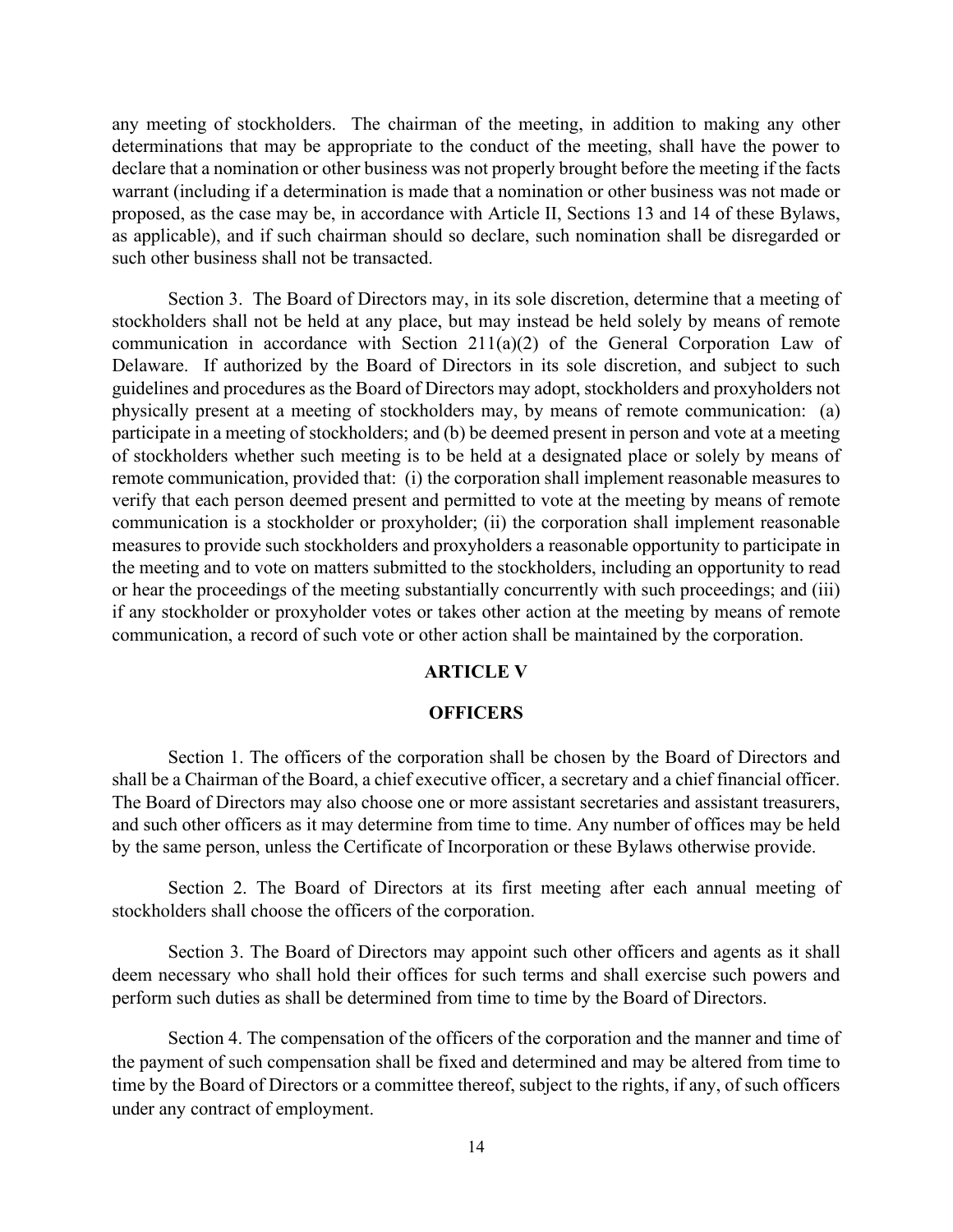any meeting of stockholders. The chairman of the meeting, in addition to making any other determinations that may be appropriate to the conduct of the meeting, shall have the power to declare that a nomination or other business was not properly brought before the meeting if the facts warrant (including if a determination is made that a nomination or other business was not made or proposed, as the case may be, in accordance with Article II, Sections 13 and 14 of these Bylaws, as applicable), and if such chairman should so declare, such nomination shall be disregarded or such other business shall not be transacted.

Section 3. The Board of Directors may, in its sole discretion, determine that a meeting of stockholders shall not be held at any place, but may instead be held solely by means of remote communication in accordance with Section 211(a)(2) of the General Corporation Law of Delaware. If authorized by the Board of Directors in its sole discretion, and subject to such guidelines and procedures as the Board of Directors may adopt, stockholders and proxyholders not physically present at a meeting of stockholders may, by means of remote communication: (a) participate in a meeting of stockholders; and (b) be deemed present in person and vote at a meeting of stockholders whether such meeting is to be held at a designated place or solely by means of remote communication, provided that: (i) the corporation shall implement reasonable measures to verify that each person deemed present and permitted to vote at the meeting by means of remote communication is a stockholder or proxyholder; (ii) the corporation shall implement reasonable measures to provide such stockholders and proxyholders a reasonable opportunity to participate in the meeting and to vote on matters submitted to the stockholders, including an opportunity to read or hear the proceedings of the meeting substantially concurrently with such proceedings; and (iii) if any stockholder or proxyholder votes or takes other action at the meeting by means of remote communication, a record of such vote or other action shall be maintained by the corporation.

## ARTICLE V

## OFFICERS

Section 1. The officers of the corporation shall be chosen by the Board of Directors and shall be a Chairman of the Board, a chief executive officer, a secretary and a chief financial officer. The Board of Directors may also choose one or more assistant secretaries and assistant treasurers, and such other officers as it may determine from time to time. Any number of offices may be held by the same person, unless the Certificate of Incorporation or these Bylaws otherwise provide.

Section 2. The Board of Directors at its first meeting after each annual meeting of stockholders shall choose the officers of the corporation.

Section 3. The Board of Directors may appoint such other officers and agents as it shall deem necessary who shall hold their offices for such terms and shall exercise such powers and perform such duties as shall be determined from time to time by the Board of Directors.

Section 4. The compensation of the officers of the corporation and the manner and time of the payment of such compensation shall be fixed and determined and may be altered from time to time by the Board of Directors or a committee thereof, subject to the rights, if any, of such officers under any contract of employment.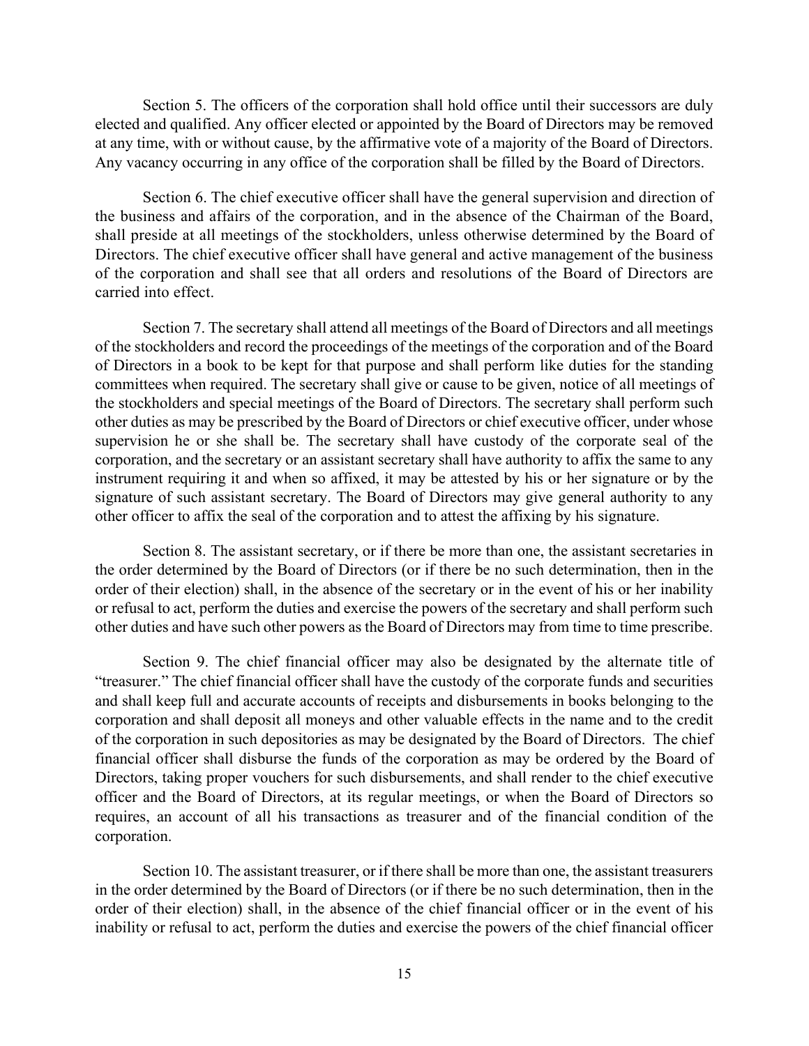Section 5. The officers of the corporation shall hold office until their successors are duly elected and qualified. Any officer elected or appointed by the Board of Directors may be removed at any time, with or without cause, by the affirmative vote of a majority of the Board of Directors. Any vacancy occurring in any office of the corporation shall be filled by the Board of Directors.

Section 6. The chief executive officer shall have the general supervision and direction of the business and affairs of the corporation, and in the absence of the Chairman of the Board, shall preside at all meetings of the stockholders, unless otherwise determined by the Board of Directors. The chief executive officer shall have general and active management of the business of the corporation and shall see that all orders and resolutions of the Board of Directors are carried into effect.

Section 7. The secretary shall attend all meetings of the Board of Directors and all meetings of the stockholders and record the proceedings of the meetings of the corporation and of the Board of Directors in a book to be kept for that purpose and shall perform like duties for the standing committees when required. The secretary shall give or cause to be given, notice of all meetings of the stockholders and special meetings of the Board of Directors. The secretary shall perform such other duties as may be prescribed by the Board of Directors or chief executive officer, under whose supervision he or she shall be. The secretary shall have custody of the corporate seal of the corporation, and the secretary or an assistant secretary shall have authority to affix the same to any instrument requiring it and when so affixed, it may be attested by his or her signature or by the signature of such assistant secretary. The Board of Directors may give general authority to any other officer to affix the seal of the corporation and to attest the affixing by his signature.

Section 8. The assistant secretary, or if there be more than one, the assistant secretaries in the order determined by the Board of Directors (or if there be no such determination, then in the order of their election) shall, in the absence of the secretary or in the event of his or her inability or refusal to act, perform the duties and exercise the powers of the secretary and shall perform such other duties and have such other powers as the Board of Directors may from time to time prescribe.

Section 9. The chief financial officer may also be designated by the alternate title of "treasurer." The chief financial officer shall have the custody of the corporate funds and securities and shall keep full and accurate accounts of receipts and disbursements in books belonging to the corporation and shall deposit all moneys and other valuable effects in the name and to the credit of the corporation in such depositories as may be designated by the Board of Directors. The chief financial officer shall disburse the funds of the corporation as may be ordered by the Board of Directors, taking proper vouchers for such disbursements, and shall render to the chief executive officer and the Board of Directors, at its regular meetings, or when the Board of Directors so requires, an account of all his transactions as treasurer and of the financial condition of the corporation.

Section 10. The assistant treasurer, or if there shall be more than one, the assistant treasurers in the order determined by the Board of Directors (or if there be no such determination, then in the order of their election) shall, in the absence of the chief financial officer or in the event of his inability or refusal to act, perform the duties and exercise the powers of the chief financial officer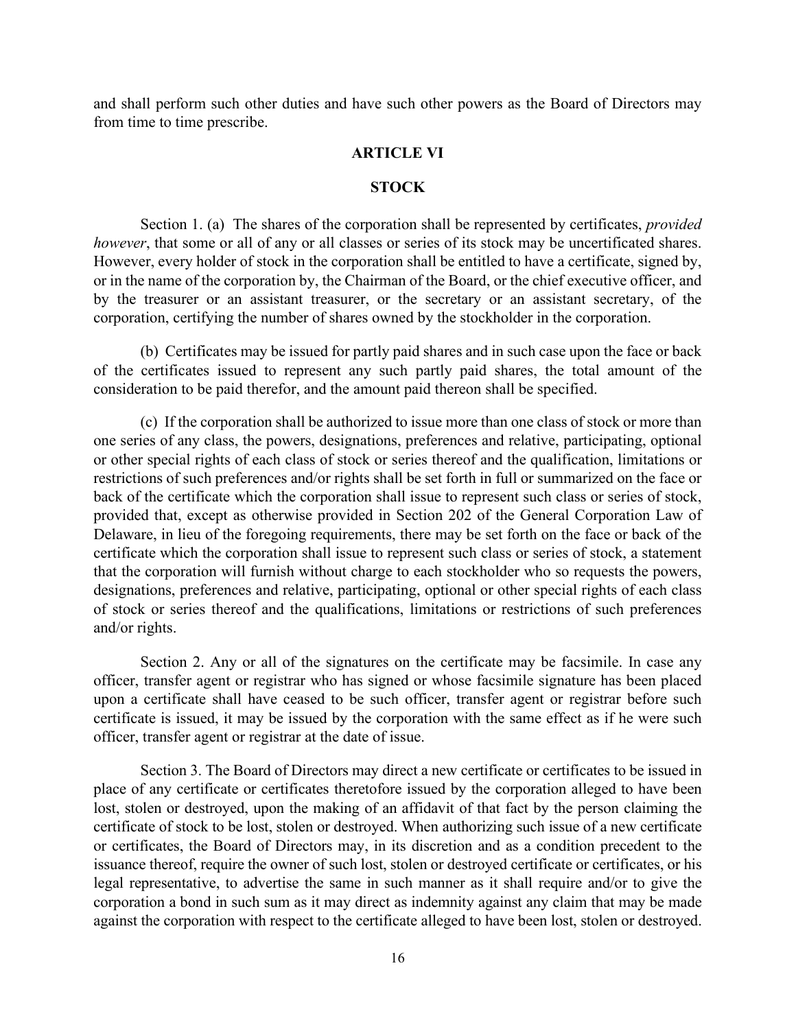and shall perform such other duties and have such other powers as the Board of Directors may from time to time prescribe.

## ARTICLE VI

## STOCK

Section 1. (a) The shares of the corporation shall be represented by certificates, *provided however*, that some or all of any or all classes or series of its stock may be uncertificated shares. However, every holder of stock in the corporation shall be entitled to have a certificate, signed by, or in the name of the corporation by, the Chairman of the Board, or the chief executive officer, and by the treasurer or an assistant treasurer, or the secretary or an assistant secretary, of the corporation, certifying the number of shares owned by the stockholder in the corporation.

(b) Certificates may be issued for partly paid shares and in such case upon the face or back of the certificates issued to represent any such partly paid shares, the total amount of the consideration to be paid therefor, and the amount paid thereon shall be specified.

(c) If the corporation shall be authorized to issue more than one class of stock or more than one series of any class, the powers, designations, preferences and relative, participating, optional or other special rights of each class of stock or series thereof and the qualification, limitations or restrictions of such preferences and/or rights shall be set forth in full or summarized on the face or back of the certificate which the corporation shall issue to represent such class or series of stock, provided that, except as otherwise provided in Section 202 of the General Corporation Law of Delaware, in lieu of the foregoing requirements, there may be set forth on the face or back of the certificate which the corporation shall issue to represent such class or series of stock, a statement that the corporation will furnish without charge to each stockholder who so requests the powers, designations, preferences and relative, participating, optional or other special rights of each class of stock or series thereof and the qualifications, limitations or restrictions of such preferences and/or rights.

Section 2. Any or all of the signatures on the certificate may be facsimile. In case any officer, transfer agent or registrar who has signed or whose facsimile signature has been placed upon a certificate shall have ceased to be such officer, transfer agent or registrar before such certificate is issued, it may be issued by the corporation with the same effect as if he were such officer, transfer agent or registrar at the date of issue.

Section 3. The Board of Directors may direct a new certificate or certificates to be issued in place of any certificate or certificates theretofore issued by the corporation alleged to have been lost, stolen or destroyed, upon the making of an affidavit of that fact by the person claiming the certificate of stock to be lost, stolen or destroyed. When authorizing such issue of a new certificate or certificates, the Board of Directors may, in its discretion and as a condition precedent to the issuance thereof, require the owner of such lost, stolen or destroyed certificate or certificates, or his legal representative, to advertise the same in such manner as it shall require and/or to give the corporation a bond in such sum as it may direct as indemnity against any claim that may be made against the corporation with respect to the certificate alleged to have been lost, stolen or destroyed.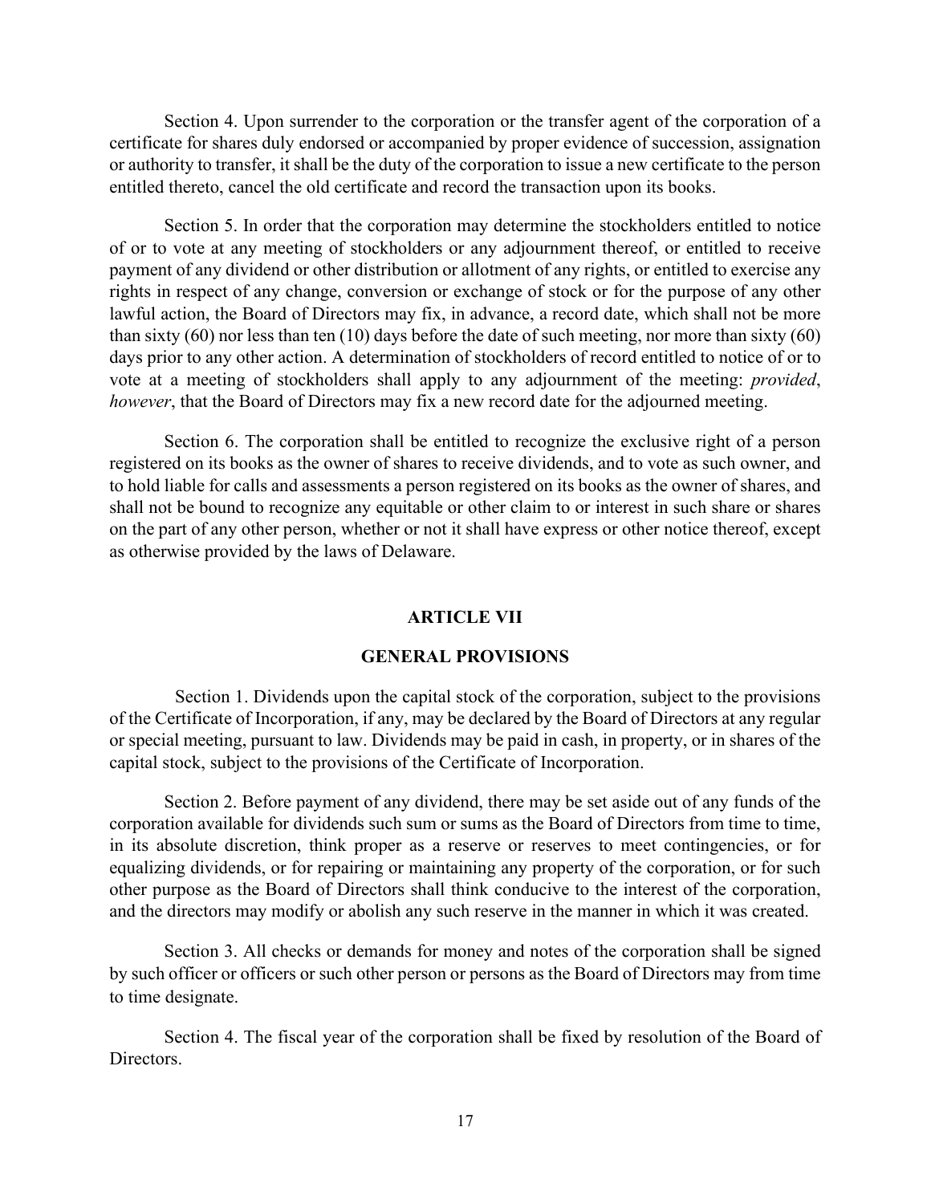Section 4. Upon surrender to the corporation or the transfer agent of the corporation of a certificate for shares duly endorsed or accompanied by proper evidence of succession, assignation or authority to transfer, it shall be the duty of the corporation to issue a new certificate to the person entitled thereto, cancel the old certificate and record the transaction upon its books.

Section 5. In order that the corporation may determine the stockholders entitled to notice of or to vote at any meeting of stockholders or any adjournment thereof, or entitled to receive payment of any dividend or other distribution or allotment of any rights, or entitled to exercise any rights in respect of any change, conversion or exchange of stock or for the purpose of any other lawful action, the Board of Directors may fix, in advance, a record date, which shall not be more than sixty (60) nor less than ten (10) days before the date of such meeting, nor more than sixty (60) days prior to any other action. A determination of stockholders of record entitled to notice of or to vote at a meeting of stockholders shall apply to any adjournment of the meeting: *provided*, *however*, that the Board of Directors may fix a new record date for the adjourned meeting.

Section 6. The corporation shall be entitled to recognize the exclusive right of a person registered on its books as the owner of shares to receive dividends, and to vote as such owner, and to hold liable for calls and assessments a person registered on its books as the owner of shares, and shall not be bound to recognize any equitable or other claim to or interest in such share or shares on the part of any other person, whether or not it shall have express or other notice thereof, except as otherwise provided by the laws of Delaware.

## ARTICLE VII

## GENERAL PROVISIONS

Section 1. Dividends upon the capital stock of the corporation, subject to the provisions of the Certificate of Incorporation, if any, may be declared by the Board of Directors at any regular or special meeting, pursuant to law. Dividends may be paid in cash, in property, or in shares of the capital stock, subject to the provisions of the Certificate of Incorporation.

Section 2. Before payment of any dividend, there may be set aside out of any funds of the corporation available for dividends such sum or sums as the Board of Directors from time to time, in its absolute discretion, think proper as a reserve or reserves to meet contingencies, or for equalizing dividends, or for repairing or maintaining any property of the corporation, or for such other purpose as the Board of Directors shall think conducive to the interest of the corporation, and the directors may modify or abolish any such reserve in the manner in which it was created.

Section 3. All checks or demands for money and notes of the corporation shall be signed by such officer or officers or such other person or persons as the Board of Directors may from time to time designate.

Section 4. The fiscal year of the corporation shall be fixed by resolution of the Board of Directors.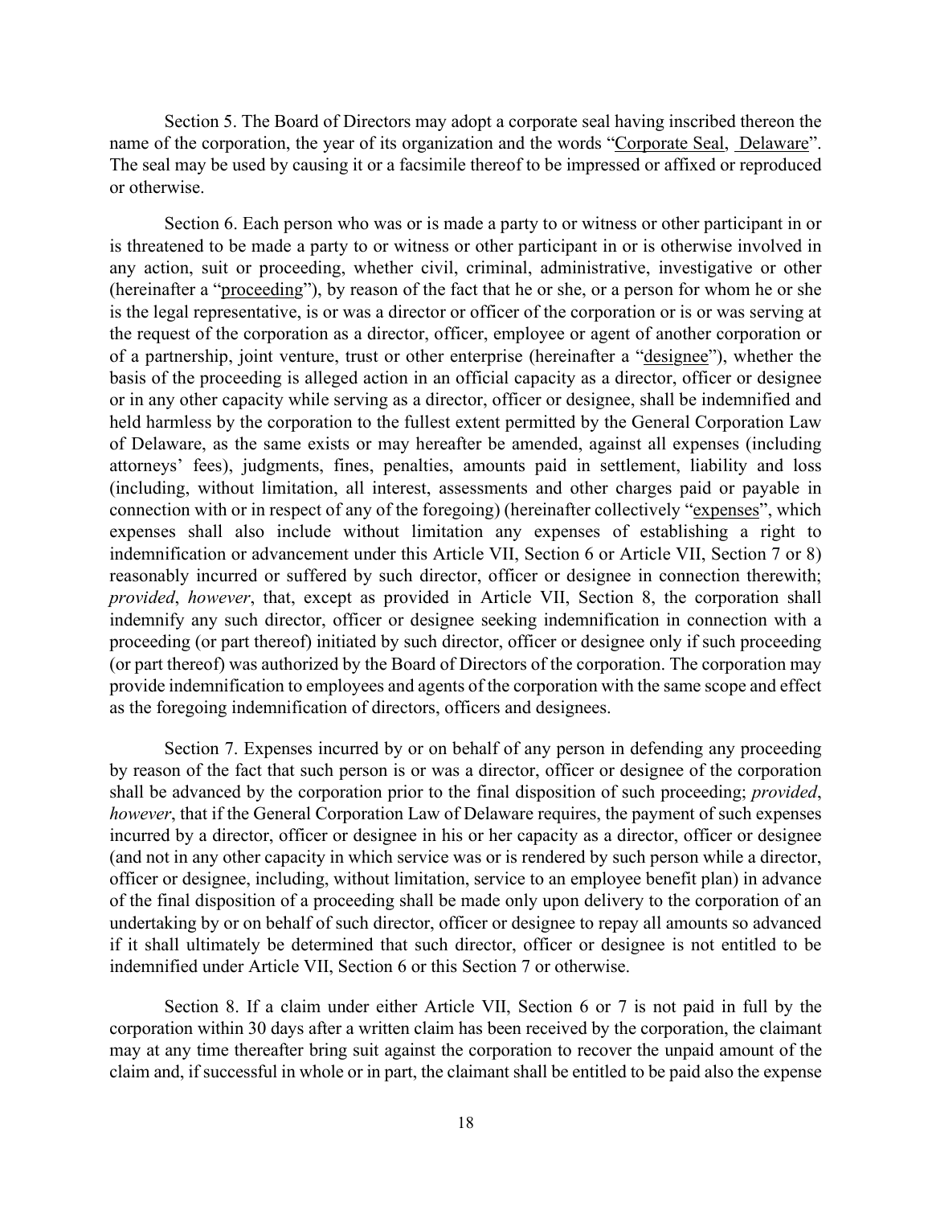Section 5. The Board of Directors may adopt a corporate seal having inscribed thereon the name of the corporation, the year of its organization and the words "Corporate Seal, Delaware". The seal may be used by causing it or a facsimile thereof to be impressed or affixed or reproduced or otherwise.

Section 6. Each person who was or is made a party to or witness or other participant in or is threatened to be made a party to or witness or other participant in or is otherwise involved in any action, suit or proceeding, whether civil, criminal, administrative, investigative or other (hereinafter a "proceeding"), by reason of the fact that he or she, or a person for whom he or she is the legal representative, is or was a director or officer of the corporation or is or was serving at the request of the corporation as a director, officer, employee or agent of another corporation or of a partnership, joint venture, trust or other enterprise (hereinafter a "designee"), whether the basis of the proceeding is alleged action in an official capacity as a director, officer or designee or in any other capacity while serving as a director, officer or designee, shall be indemnified and held harmless by the corporation to the fullest extent permitted by the General Corporation Law of Delaware, as the same exists or may hereafter be amended, against all expenses (including attorneys' fees), judgments, fines, penalties, amounts paid in settlement, liability and loss (including, without limitation, all interest, assessments and other charges paid or payable in connection with or in respect of any of the foregoing) (hereinafter collectively "expenses", which expenses shall also include without limitation any expenses of establishing a right to indemnification or advancement under this Article VII, Section 6 or Article VII, Section 7 or 8) reasonably incurred or suffered by such director, officer or designee in connection therewith; *provided*, *however*, that, except as provided in Article VII, Section 8, the corporation shall indemnify any such director, officer or designee seeking indemnification in connection with a proceeding (or part thereof) initiated by such director, officer or designee only if such proceeding (or part thereof) was authorized by the Board of Directors of the corporation. The corporation may provide indemnification to employees and agents of the corporation with the same scope and effect as the foregoing indemnification of directors, officers and designees.

Section 7. Expenses incurred by or on behalf of any person in defending any proceeding by reason of the fact that such person is or was a director, officer or designee of the corporation shall be advanced by the corporation prior to the final disposition of such proceeding; *provided*, *however*, that if the General Corporation Law of Delaware requires, the payment of such expenses incurred by a director, officer or designee in his or her capacity as a director, officer or designee (and not in any other capacity in which service was or is rendered by such person while a director, officer or designee, including, without limitation, service to an employee benefit plan) in advance of the final disposition of a proceeding shall be made only upon delivery to the corporation of an undertaking by or on behalf of such director, officer or designee to repay all amounts so advanced if it shall ultimately be determined that such director, officer or designee is not entitled to be indemnified under Article VII, Section 6 or this Section 7 or otherwise.

Section 8. If a claim under either Article VII, Section 6 or 7 is not paid in full by the corporation within 30 days after a written claim has been received by the corporation, the claimant may at any time thereafter bring suit against the corporation to recover the unpaid amount of the claim and, if successful in whole or in part, the claimant shall be entitled to be paid also the expense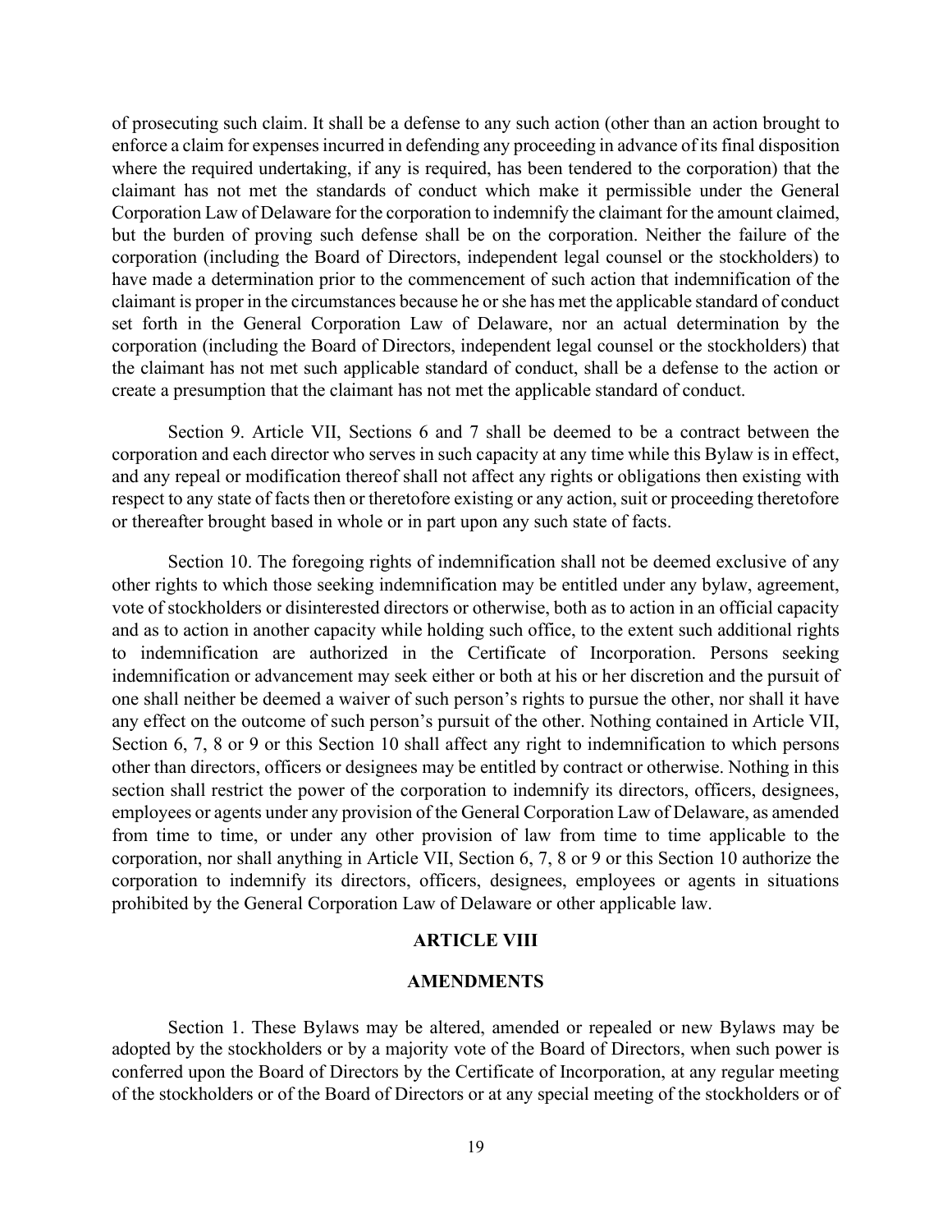of prosecuting such claim. It shall be a defense to any such action (other than an action brought to enforce a claim for expenses incurred in defending any proceeding in advance of its final disposition where the required undertaking, if any is required, has been tendered to the corporation) that the claimant has not met the standards of conduct which make it permissible under the General Corporation Law of Delaware for the corporation to indemnify the claimant for the amount claimed, but the burden of proving such defense shall be on the corporation. Neither the failure of the corporation (including the Board of Directors, independent legal counsel or the stockholders) to have made a determination prior to the commencement of such action that indemnification of the claimant is proper in the circumstances because he or she has met the applicable standard of conduct set forth in the General Corporation Law of Delaware, nor an actual determination by the corporation (including the Board of Directors, independent legal counsel or the stockholders) that the claimant has not met such applicable standard of conduct, shall be a defense to the action or create a presumption that the claimant has not met the applicable standard of conduct.

Section 9. Article VII, Sections 6 and 7 shall be deemed to be a contract between the corporation and each director who serves in such capacity at any time while this Bylaw is in effect, and any repeal or modification thereof shall not affect any rights or obligations then existing with respect to any state of facts then or theretofore existing or any action, suit or proceeding theretofore or thereafter brought based in whole or in part upon any such state of facts.

Section 10. The foregoing rights of indemnification shall not be deemed exclusive of any other rights to which those seeking indemnification may be entitled under any bylaw, agreement, vote of stockholders or disinterested directors or otherwise, both as to action in an official capacity and as to action in another capacity while holding such office, to the extent such additional rights to indemnification are authorized in the Certificate of Incorporation. Persons seeking indemnification or advancement may seek either or both at his or her discretion and the pursuit of one shall neither be deemed a waiver of such person's rights to pursue the other, nor shall it have any effect on the outcome of such person's pursuit of the other. Nothing contained in Article VII, Section 6, 7, 8 or 9 or this Section 10 shall affect any right to indemnification to which persons other than directors, officers or designees may be entitled by contract or otherwise. Nothing in this section shall restrict the power of the corporation to indemnify its directors, officers, designees, employees or agents under any provision of the General Corporation Law of Delaware, as amended from time to time, or under any other provision of law from time to time applicable to the corporation, nor shall anything in Article VII, Section 6, 7, 8 or 9 or this Section 10 authorize the corporation to indemnify its directors, officers, designees, employees or agents in situations prohibited by the General Corporation Law of Delaware or other applicable law.

## ARTICLE VIII

## AMENDMENTS

Section 1. These Bylaws may be altered, amended or repealed or new Bylaws may be adopted by the stockholders or by a majority vote of the Board of Directors, when such power is conferred upon the Board of Directors by the Certificate of Incorporation, at any regular meeting of the stockholders or of the Board of Directors or at any special meeting of the stockholders or of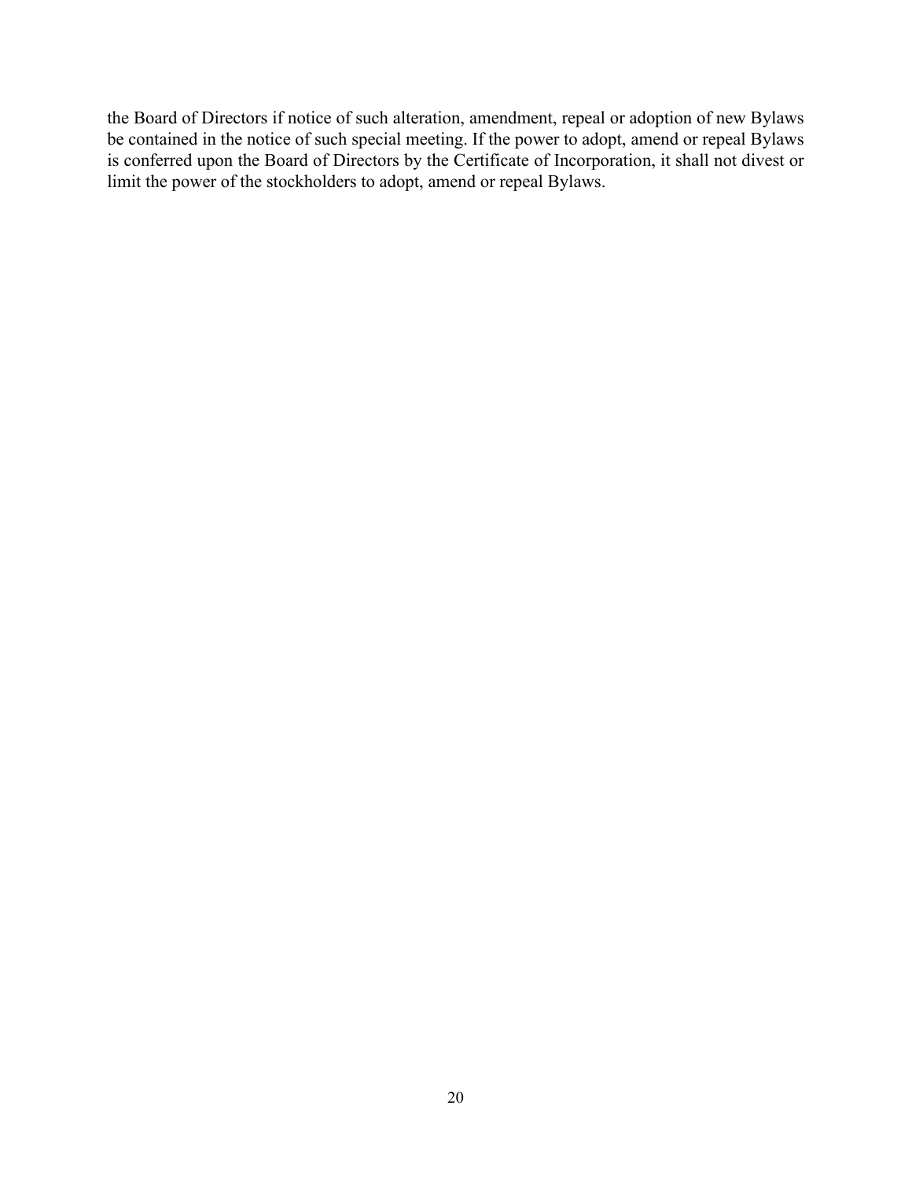the Board of Directors if notice of such alteration, amendment, repeal or adoption of new Bylaws be contained in the notice of such special meeting. If the power to adopt, amend or repeal Bylaws is conferred upon the Board of Directors by the Certificate of Incorporation, it shall not divest or limit the power of the stockholders to adopt, amend or repeal Bylaws.